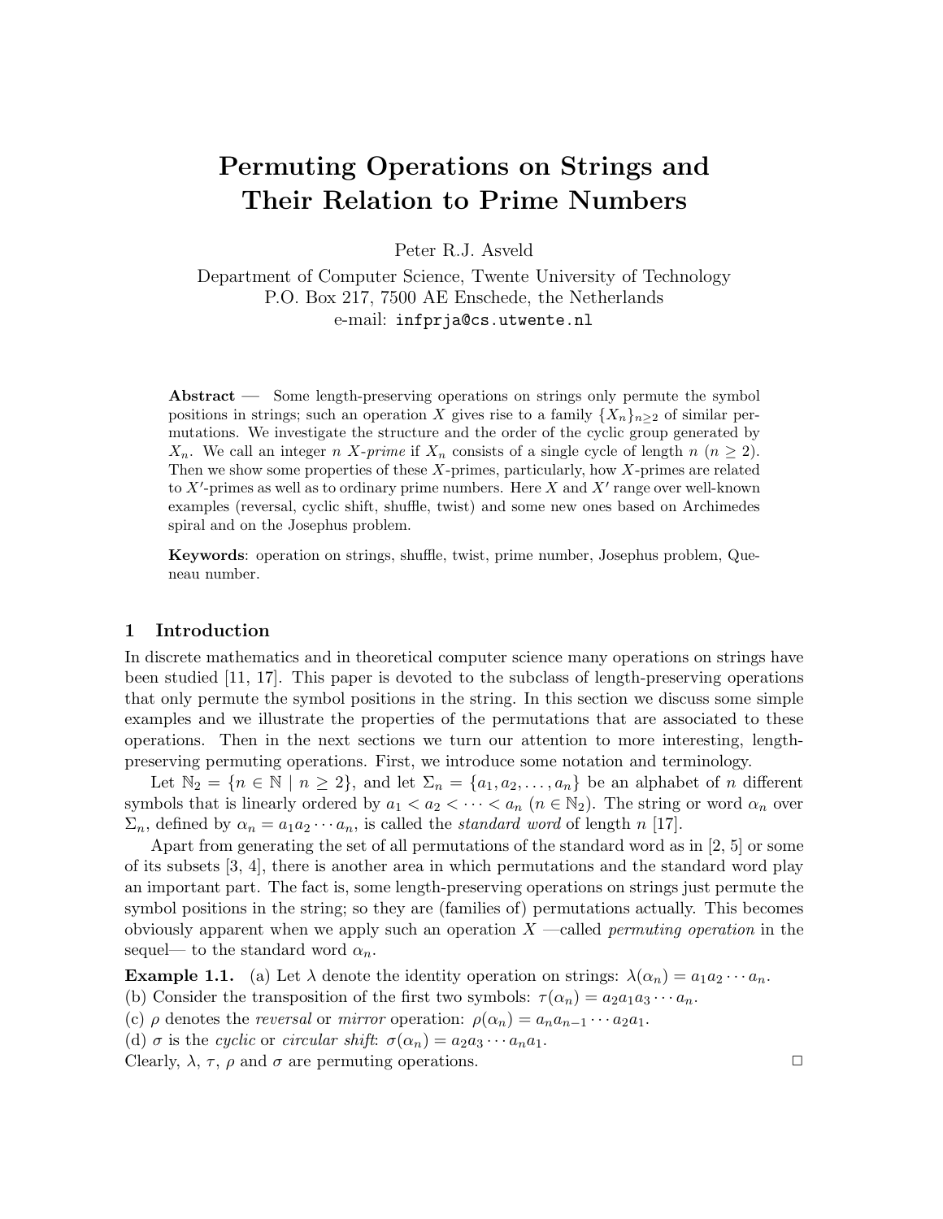# Permuting Operations on Strings and Their Relation to Prime Numbers

Peter R.J. Asveld

Department of Computer Science, Twente University of Technology
P.O. Box 217, 7500 AE Enschede, the Netherlands
e-mail: infprja@cs.utwente.nl

**Abstract** — Some length-preserving operations on strings only permute the symbol positions in strings; such an operation $X$ gives rise to a family $\{X_n\}_{n\geq 2}$ of similar permutations. We investigate the structure and the order of the cyclic group generated by $X_n$. We call an integer $n$ $X$-*prime* if $X_n$ consists of a single cycle of length $n$ ($n \geq 2$). Then we show some properties of these $X$-primes, particularly, how $X$-primes are related to $X'$-primes as well as to ordinary prime numbers. Here $X$ and $X'$ range over well-known examples (reversal, cyclic shift, shuffle, twist) and some new ones based on Archimedes spiral and on the Josephus problem.

**Keywords**: operation on strings, shuffle, twist, prime number, Josephus problem, Queneau number.

## 1 Introduction

In discrete mathematics and in theoretical computer science many operations on strings have been studied [11, 17]. This paper is devoted to the subclass of length-preserving operations that only permute the symbol positions in the string. In this section we discuss some simple examples and we illustrate the properties of the permutations that are associated to these operations. Then in the next sections we turn our attention to more interesting, length-preserving permuting operations. First, we introduce some notation and terminology.

Let $\mathbb{N}_2 = \{n \in \mathbb{N} \mid n \geq 2\}$, and let $\Sigma_n = \{a_1, a_2, \ldots, a_n\}$ be an alphabet of $n$ different symbols that is linearly ordered by $a_1 < a_2 < \cdots < a_n$ ($n \in \mathbb{N}_2$). The string or word $\alpha_n$ over $\Sigma_n$, defined by $\alpha_n = a_1 a_2 \cdots a_n$, is called the *standard word* of length $n$ [17].

Apart from generating the set of all permutations of the standard word as in [2, 5] or some of its subsets [3, 4], there is another area in which permutations and the standard word play an important part. The fact is, some length-preserving operations on strings just permute the symbol positions in the string; so they are (families of) permutations actually. This becomes obviously apparent when we apply such an operation $X$ —called *permuting operation* in the sequel— to the standard word $\alpha_n$.

**Example 1.1.** (a) Let $\lambda$ denote the identity operation on strings: $\lambda(\alpha_n) = a_1 a_2 \cdots a_n$.
(b) Consider the transposition of the first two symbols: $\tau(\alpha_n) = a_2 a_1 a_3 \cdots a_n$.
(c) $\rho$ denotes the *reversal* or *mirror* operation: $\rho(\alpha_n) = a_n a_{n-1} \cdots a_2 a_1$.
(d) $\sigma$ is the *cyclic* or *circular shift*: $\sigma(\alpha_n) = a_2 a_3 \cdots a_n a_1$.
Clearly, $\lambda$, $\tau$, $\rho$ and $\sigma$ are permuting operations. □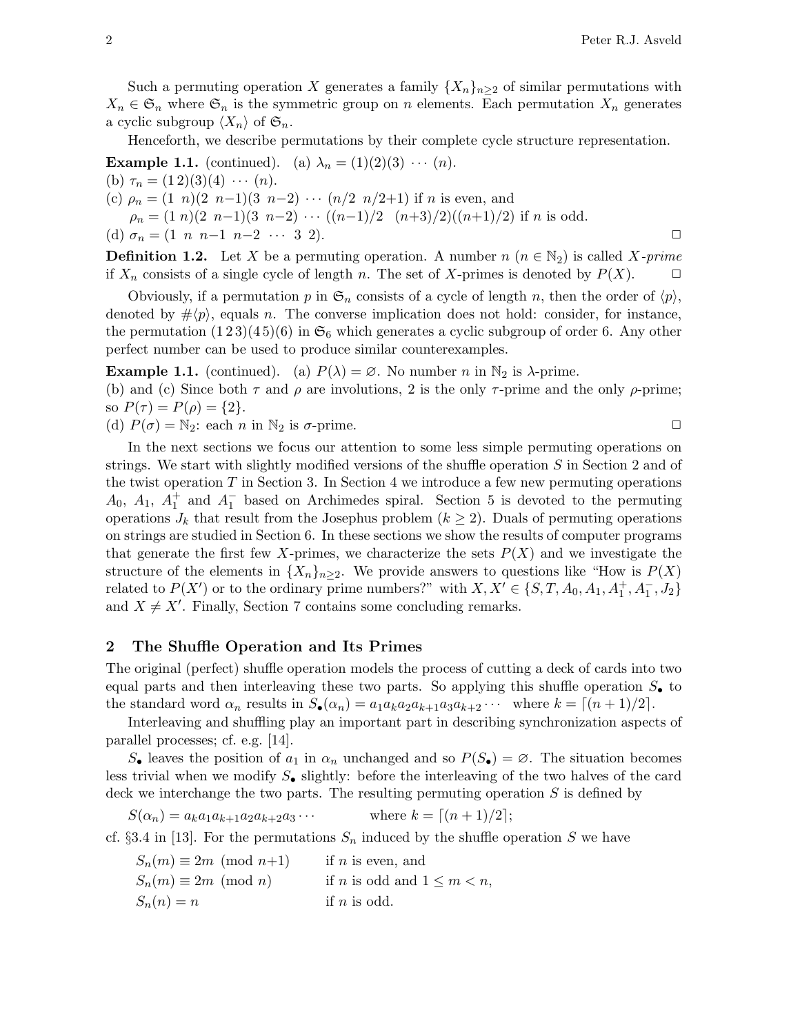Such a permuting operation $X$ generates a family $\{X_n\}_{n\geq 2}$ of similar permutations with $X_n \in \mathfrak{S}_n$ where $\mathfrak{S}_n$ is the symmetric group on $n$ elements. Each permutation $X_n$ generates a cyclic subgroup $\langle X_n \rangle$ of $\mathfrak{S}_n$.

Henceforth, we describe permutations by their complete cycle structure representation.

**Example 1.1.** (continued). (a) $\lambda_n = (1)(2)(3)\ \cdots\ (n)$.
(b) $\tau_n = (1\,2)(3)(4)\ \cdots\ (n)$.
(c) $\rho_n = (1\ \ n)(2\ \ n{-}1)(3\ \ n{-}2)\ \cdots\ (n/2\ \ n/2{+}1)$ if $n$ is even, and
$\rho_n = (1\ n)(2\ \ n{-}1)(3\ \ n{-}2)\ \cdots\ ((n{-}1)/2\ \ \ (n{+}3)/2)((n{+}1)/2)$ if $n$ is odd.
(d) $\sigma_n = (1\ \ n\ \ n{-}1\ \ n{-}2\ \ \cdots\ \ 3\ \ 2)$. □

**Definition 1.2.** Let $X$ be a permuting operation. A number $n$ ($n \in \mathbb{N}_2$) is called $X$*-prime* if $X_n$ consists of a single cycle of length $n$. The set of $X$-primes is denoted by $P(X)$. □

Obviously, if a permutation $p$ in $\mathfrak{S}_n$ consists of a cycle of length $n$, then the order of $\langle p \rangle$, denoted by $\#\langle p \rangle$, equals $n$. The converse implication does not hold: consider, for instance, the permutation $(1\,2\,3)(4\,5)(6)$ in $\mathfrak{S}_6$ which generates a cyclic subgroup of order 6. Any other perfect number can be used to produce similar counterexamples.

**Example 1.1.** (continued). (a) $P(\lambda) = \varnothing$. No number $n$ in $\mathbb{N}_2$ is $\lambda$-prime.
(b) and (c) Since both $\tau$ and $\rho$ are involutions, 2 is the only $\tau$-prime and the only $\rho$-prime; so $P(\tau) = P(\rho) = \{2\}$.
(d) $P(\sigma) = \mathbb{N}_2$: each $n$ in $\mathbb{N}_2$ is $\sigma$-prime. □

In the next sections we focus our attention to some less simple permuting operations on strings. We start with slightly modified versions of the shuffle operation $S$ in Section 2 and of the twist operation $T$ in Section 3. In Section 4 we introduce a few new permuting operations $A_0$, $A_1$, $A_1^+$ and $A_1^-$ based on Archimedes spiral. Section 5 is devoted to the permuting operations $J_k$ that result from the Josephus problem ($k \geq 2$). Duals of permuting operations on strings are studied in Section 6. In these sections we show the results of computer programs that generate the first few $X$-primes, we characterize the sets $P(X)$ and we investigate the structure of the elements in $\{X_n\}_{n\geq 2}$. We provide answers to questions like "How is $P(X)$ related to $P(X')$ or to the ordinary prime numbers?" with $X, X' \in \{S, T, A_0, A_1, A_1^+, A_1^-, J_2\}$ and $X \neq X'$. Finally, Section 7 contains some concluding remarks.

## 2 The Shuffle Operation and Its Primes

The original (perfect) shuffle operation models the process of cutting a deck of cards into two equal parts and then interleaving these two parts. So applying this shuffle operation $S_\bullet$ to the standard word $\alpha_n$ results in $S_\bullet(\alpha_n) = a_1 a_k a_2 a_{k+1} a_3 a_{k+2} \cdots$ where $k = \lceil (n+1)/2 \rceil$.

Interleaving and shuffling play an important part in describing synchronization aspects of parallel processes; cf. e.g. [14].

$S_\bullet$ leaves the position of $a_1$ in $\alpha_n$ unchanged and so $P(S_\bullet) = \varnothing$. The situation becomes less trivial when we modify $S_\bullet$ slightly: before the interleaving of the two halves of the card deck we interchange the two parts. The resulting permuting operation $S$ is defined by

$$S(\alpha_n) = a_k a_1 a_{k+1} a_2 a_{k+2} a_3 \cdots \qquad \text{where } k = \lceil (n+1)/2 \rceil;$$

cf. §3.4 in [13]. For the permutations $S_n$ induced by the shuffle operation $S$ we have

$$
\begin{array}{ll}
S_n(m) \equiv 2m \pmod{n{+}1} & \text{if } n \text{ is even, and} \\
S_n(m) \equiv 2m \pmod{n} & \text{if } n \text{ is odd and } 1 \leq m < n, \\
S_n(n) = n & \text{if } n \text{ is odd.}
\end{array}
$$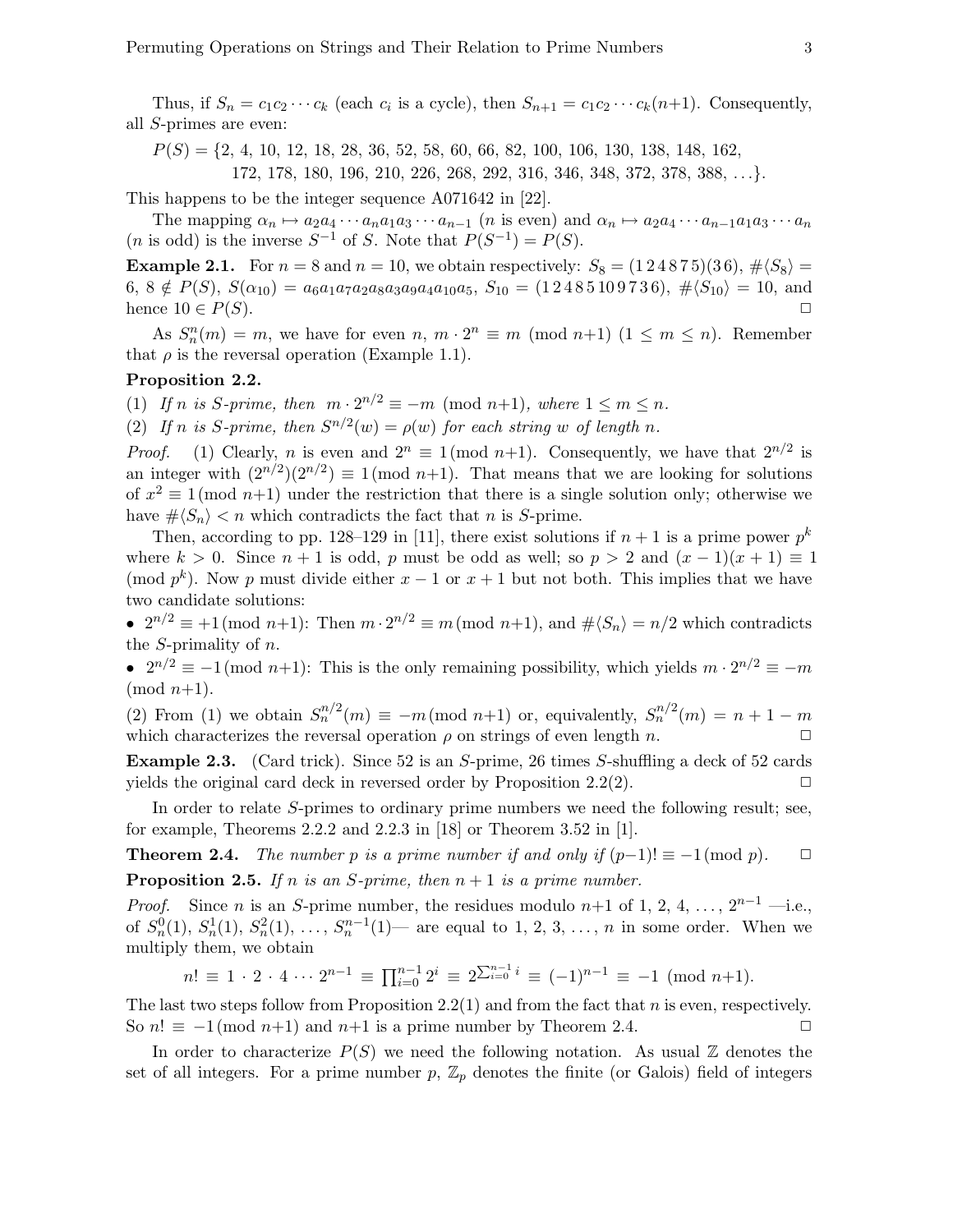Thus, if $S_n = c_1 c_2 \cdots c_k$ (each $c_i$ is a cycle), then $S_{n+1} = c_1 c_2 \cdots c_k (n{+}1)$. Consequently, all $S$-primes are even:

$$P(S) = \{2, 4, 10, 12, 18, 28, 36, 52, 58, 60, 66, 82, 100, 106, 130, 138, 148, 162, \\ 172, 178, 180, 196, 210, 226, 268, 292, 316, 346, 348, 372, 378, 388, \ldots\}.$$

This happens to be the integer sequence A071642 in [22].

The mapping $\alpha_n \mapsto a_2 a_4 \cdots a_n a_1 a_3 \cdots a_{n-1}$ ($n$ is even) and $\alpha_n \mapsto a_2 a_4 \cdots a_{n-1} a_1 a_3 \cdots a_n$ ($n$ is odd) is the inverse $S^{-1}$ of $S$. Note that $P(S^{-1}) = P(S)$.

**Example 2.1.** For $n = 8$ and $n = 10$, we obtain respectively: $S_8 = (1\,2\,4\,8\,7\,5)(3\,6)$, $\#\langle S_8\rangle = 6$, $8 \notin P(S)$, $S(\alpha_{10}) = a_6 a_1 a_7 a_2 a_8 a_3 a_9 a_4 a_{10} a_5$, $S_{10} = (1\,2\,4\,8\,5\,10\,9\,7\,3\,6)$, $\#\langle S_{10}\rangle = 10$, and hence $10 \in P(S)$. □

As $S_n^n(m) = m$, we have for even $n$, $m \cdot 2^n \equiv m \pmod{n{+}1}$ $(1 \leq m \leq n)$. Remember that $\rho$ is the reversal operation (Example 1.1).

**Proposition 2.2.**

(1) *If $n$ is $S$-prime, then $m \cdot 2^{n/2} \equiv -m \pmod{n{+}1}$, where $1 \leq m \leq n$.*

(2) *If $n$ is $S$-prime, then $S^{n/2}(w) = \rho(w)$ for each string $w$ of length $n$.*

*Proof.* (1) Clearly, $n$ is even and $2^n \equiv 1 \pmod{n{+}1}$. Consequently, we have that $2^{n/2}$ is an integer with $(2^{n/2})(2^{n/2}) \equiv 1 \pmod{n{+}1}$. That means that we are looking for solutions of $x^2 \equiv 1 \pmod{n{+}1}$ under the restriction that there is a single solution only; otherwise we have $\#\langle S_n\rangle < n$ which contradicts the fact that $n$ is $S$-prime.

Then, according to pp. 128–129 in [11], there exist solutions if $n+1$ is a prime power $p^k$ where $k > 0$. Since $n+1$ is odd, $p$ must be odd as well; so $p > 2$ and $(x-1)(x+1) \equiv 1 \pmod{p^k}$. Now $p$ must divide either $x-1$ or $x+1$ but not both. This implies that we have two candidate solutions:

- $2^{n/2} \equiv +1 \pmod{n{+}1}$: Then $m \cdot 2^{n/2} \equiv m \pmod{n{+}1}$, and $\#\langle S_n\rangle = n/2$ which contradicts the $S$-primality of $n$.
- $2^{n/2} \equiv -1 \pmod{n{+}1}$: This is the only remaining possibility, which yields $m \cdot 2^{n/2} \equiv -m \pmod{n{+}1}$.

(2) From (1) we obtain $S_n^{n/2}(m) \equiv -m \pmod{n{+}1}$ or, equivalently, $S_n^{n/2}(m) = n + 1 - m$ which characterizes the reversal operation $\rho$ on strings of even length $n$. □

**Example 2.3.** (Card trick). Since 52 is an $S$-prime, 26 times $S$-shuffling a deck of 52 cards yields the original card deck in reversed order by Proposition 2.2(2). □

In order to relate $S$-primes to ordinary prime numbers we need the following result; see, for example, Theorems 2.2.2 and 2.2.3 in [18] or Theorem 3.52 in [1].

**Theorem 2.4.** *The number $p$ is a prime number if and only if $(p{-}1)! \equiv -1 \pmod{p}$.* □

**Proposition 2.5.** *If $n$ is an $S$-prime, then $n+1$ is a prime number.*

*Proof.* Since $n$ is an $S$-prime number, the residues modulo $n{+}1$ of 1, 2, 4, ..., $2^{n-1}$ —i.e., of $S_n^0(1)$, $S_n^1(1)$, $S_n^2(1)$, ..., $S_n^{n-1}(1)$— are equal to 1, 2, 3, ..., $n$ in some order. When we multiply them, we obtain

$$n! \equiv 1 \cdot 2 \cdot 4 \cdots 2^{n-1} \equiv \prod_{i=0}^{n-1} 2^i \equiv 2^{\sum_{i=0}^{n-1} i} \equiv (-1)^{n-1} \equiv -1 \pmod{n{+}1}.$$

The last two steps follow from Proposition 2.2(1) and from the fact that $n$ is even, respectively. So $n! \equiv -1 \pmod{n{+}1}$ and $n{+}1$ is a prime number by Theorem 2.4. □

In order to characterize $P(S)$ we need the following notation. As usual $\mathbb{Z}$ denotes the set of all integers. For a prime number $p$, $\mathbb{Z}_p$ denotes the finite (or Galois) field of integers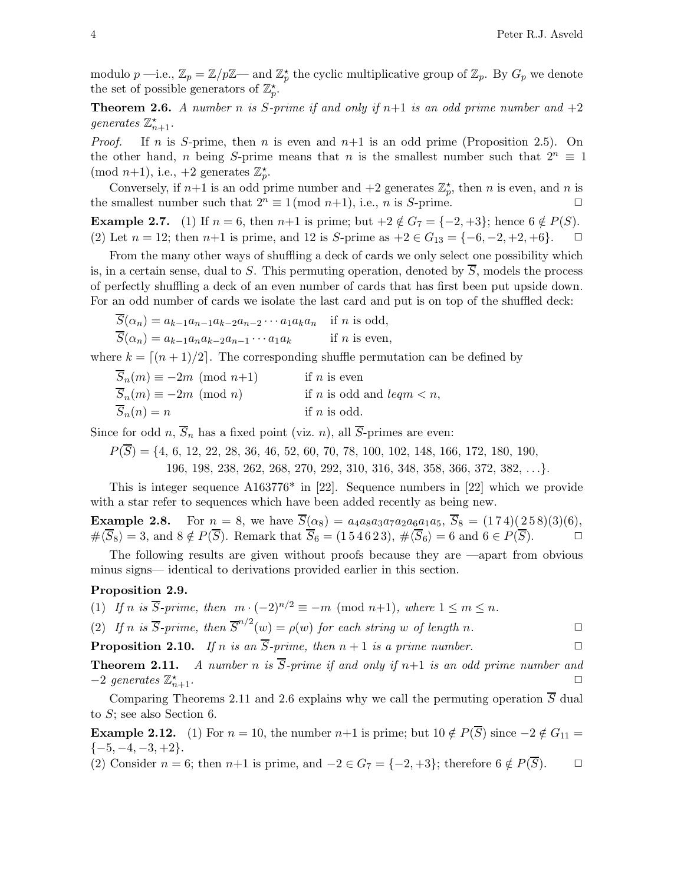modulo $p$ —i.e., $\mathbb{Z}_p = \mathbb{Z}/p\mathbb{Z}$— and $\mathbb{Z}_p^\star$ the cyclic multiplicative group of $\mathbb{Z}_p$. By $G_p$ we denote the set of possible generators of $\mathbb{Z}_p^\star$.

**Theorem 2.6.** *A number $n$ is $S$-prime if and only if $n{+}1$ is an odd prime number and $+2$ generates $\mathbb{Z}_{n+1}^\star$.*

*Proof.* If $n$ is $S$-prime, then $n$ is even and $n{+}1$ is an odd prime (Proposition 2.5). On the other hand, $n$ being $S$-prime means that $n$ is the smallest number such that $2^n \equiv 1 \pmod{n{+}1}$, i.e., $+2$ generates $\mathbb{Z}_p^\star$.

Conversely, if $n{+}1$ is an odd prime number and $+2$ generates $\mathbb{Z}_p^\star$, then $n$ is even, and $n$ is the smallest number such that $2^n \equiv 1 \pmod{n{+}1}$, i.e., $n$ is $S$-prime. □

**Example 2.7.** (1) If $n = 6$, then $n{+}1$ is prime; but $+2 \notin G_7 = \{-2, +3\}$; hence $6 \notin P(S)$.
(2) Let $n = 12$; then $n{+}1$ is prime, and 12 is $S$-prime as $+2 \in G_{13} = \{-6, -2, +2, +6\}$. □

From the many other ways of shuffling a deck of cards we only select one possibility which is, in a certain sense, dual to $S$. This permuting operation, denoted by $\overline{S}$, models the process of perfectly shuffling a deck of an even number of cards that has first been put upside down. For an odd number of cards we isolate the last card and put is on top of the shuffled deck:

$$\overline{S}(\alpha_n) = a_{k-1}a_{n-1}a_{k-2}a_{n-2}\cdots a_1a_ka_n \quad \text{if } n \text{ is odd,}$$
$$\overline{S}(\alpha_n) = a_{k-1}a_na_{k-2}a_{n-1}\cdots a_1a_k \quad \text{if } n \text{ is even,}$$

where $k = \lceil (n+1)/2 \rceil$. The corresponding shuffle permutation can be defined by

$$\overline{S}_n(m) \equiv -2m \pmod{n{+}1} \quad \text{if } n \text{ is even}$$
$$\overline{S}_n(m) \equiv -2m \pmod{n} \quad \text{if } n \text{ is odd and } leqm < n,$$
$$\overline{S}_n(n) = n \quad \text{if } n \text{ is odd.}$$

Since for odd $n$, $\overline{S}_n$ has a fixed point (viz. $n$), all $\overline{S}$-primes are even:

$$P(\overline{S}) = \{4, 6, 12, 22, 28, 36, 46, 52, 60, 70, 78, 100, 102, 148, 166, 172, 180, 190, 196, 198, 238, 262, 268, 270, 292, 310, 316, 348, 358, 366, 372, 382, \ldots\}.$$

This is integer sequence A163776* in [22]. Sequence numbers in [22] which we provide with a star refer to sequences which have been added recently as being new.

**Example 2.8.** For $n = 8$, we have $\overline{S}(\alpha_8) = a_4a_8a_3a_7a_2a_6a_1a_5$, $\overline{S}_8 = (1\,7\,4)(2\,5\,8)(3)(6)$, $\#\langle\overline{S}_8\rangle = 3$, and $8 \notin P(\overline{S})$. Remark that $\overline{S}_6 = (1\,5\,4\,6\,2\,3)$, $\#\langle\overline{S}_6\rangle = 6$ and $6 \in P(\overline{S})$. □

The following results are given without proofs because they are —apart from obvious minus signs— identical to derivations provided earlier in this section.

**Proposition 2.9.**

(1) *If $n$ is $\overline{S}$-prime, then $m \cdot (-2)^{n/2} \equiv -m \pmod{n{+}1}$, where $1 \leq m \leq n$.*

(2) *If $n$ is $\overline{S}$-prime, then $\overline{S}^{n/2}(w) = \rho(w)$ for each string $w$ of length $n$.* □

**Proposition 2.10.** *If $n$ is an $\overline{S}$-prime, then $n+1$ is a prime number.* □

**Theorem 2.11.** *A number $n$ is $\overline{S}$-prime if and only if $n{+}1$ is an odd prime number and $-2$ generates $\mathbb{Z}_{n+1}^\star$.* □

Comparing Theorems 2.11 and 2.6 explains why we call the permuting operation $\overline{S}$ dual to $S$; see also Section 6.

**Example 2.12.** (1) For $n = 10$, the number $n{+}1$ is prime; but $10 \notin P(\overline{S})$ since $-2 \notin G_{11} = \{-5, -4, -3, +2\}$.
(2) Consider $n = 6$; then $n{+}1$ is prime, and $-2 \in G_7 = \{-2, +3\}$; therefore $6 \notin P(\overline{S})$. □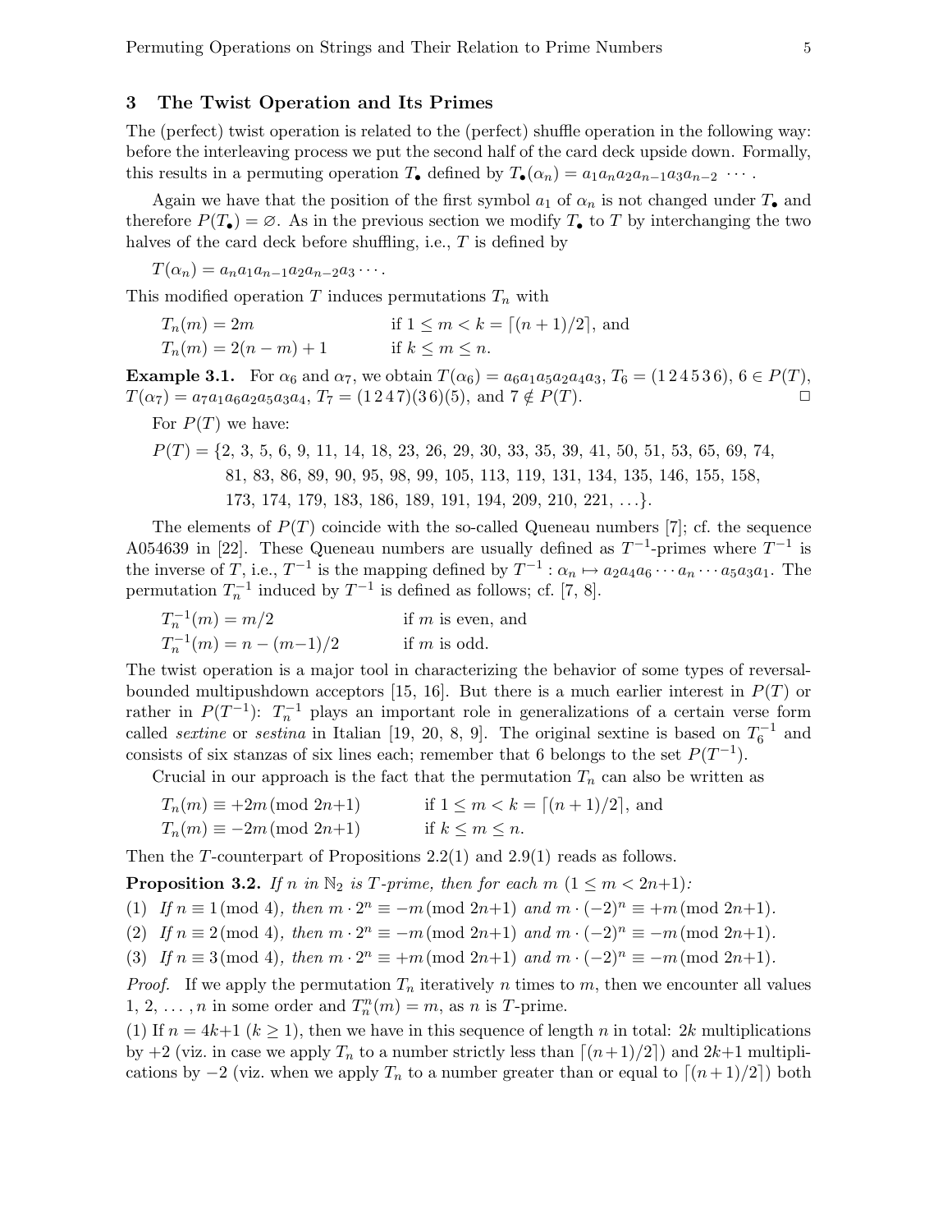## 3 The Twist Operation and Its Primes

The (perfect) twist operation is related to the (perfect) shuffle operation in the following way: before the interleaving process we put the second half of the card deck upside down. Formally, this results in a permuting operation $T_\bullet$ defined by $T_\bullet(\alpha_n) = a_1 a_n a_2 a_{n-1} a_3 a_{n-2} \cdots$.

Again we have that the position of the first symbol $a_1$ of $\alpha_n$ is not changed under $T_\bullet$ and therefore $P(T_\bullet) = \varnothing$. As in the previous section we modify $T_\bullet$ to $T$ by interchanging the two halves of the card deck before shuffling, i.e., $T$ is defined by

$T(\alpha_n) = a_n a_1 a_{n-1} a_2 a_{n-2} a_3 \cdots$.

This modified operation $T$ induces permutations $T_n$ with

$$
\begin{array}{ll}
T_n(m) = 2m & \text{if } 1 \le m < k = \lceil (n+1)/2 \rceil, \text{ and} \\
T_n(m) = 2(n-m)+1 & \text{if } k \le m \le n.
\end{array}
$$

**Example 3.1.** For $\alpha_6$ and $\alpha_7$, we obtain $T(\alpha_6) = a_6 a_1 a_5 a_2 a_4 a_3$, $T_6 = (1\,2\,4\,5\,3\,6)$, $6 \in P(T)$, $T(\alpha_7) = a_7 a_1 a_6 a_2 a_5 a_3 a_4$, $T_7 = (1\,2\,4\,7)(3\,6)(5)$, and $7 \notin P(T)$. □

For $P(T)$ we have:

$P(T) = \{2, 3, 5, 6, 9, 11, 14, 18, 23, 26, 29, 30, 33, 35, 39, 41, 50, 51, 53, 65, 69, 74, 81, 83, 86, 89, 90, 95, 98, 99, 105, 113, 119, 131, 134, 135, 146, 155, 158, 173, 174, 179, 183, 186, 189, 191, 194, 209, 210, 221, \ldots\}$.

The elements of $P(T)$ coincide with the so-called Queneau numbers [7]; cf. the sequence A054639 in [22]. These Queneau numbers are usually defined as $T^{-1}$-primes where $T^{-1}$ is the inverse of $T$, i.e., $T^{-1}$ is the mapping defined by $T^{-1} : \alpha_n \mapsto a_2 a_4 a_6 \cdots a_n \cdots a_5 a_3 a_1$. The permutation $T_n^{-1}$ induced by $T^{-1}$ is defined as follows; cf. [7, 8].

$$
\begin{array}{ll}
T_n^{-1}(m) = m/2 & \text{if } m \text{ is even, and} \\
T_n^{-1}(m) = n - (m-1)/2 & \text{if } m \text{ is odd.}
\end{array}
$$

The twist operation is a major tool in characterizing the behavior of some types of reversal-bounded multipushdown acceptors [15, 16]. But there is a much earlier interest in $P(T)$ or rather in $P(T^{-1})$: $T_n^{-1}$ plays an important role in generalizations of a certain verse form called *sextine* or *sestina* in Italian [19, 20, 8, 9]. The original sextine is based on $T_6^{-1}$ and consists of six stanzas of six lines each; remember that 6 belongs to the set $P(T^{-1})$.

Crucial in our approach is the fact that the permutation $T_n$ can also be written as

$$
\begin{array}{ll}
T_n(m) \equiv +2m \pmod{2n+1} & \text{if } 1 \le m < k = \lceil (n+1)/2 \rceil, \text{ and} \\
T_n(m) \equiv -2m \pmod{2n+1} & \text{if } k \le m \le n.
\end{array}
$$

Then the $T$-counterpart of Propositions 2.2(1) and 2.9(1) reads as follows.

**Proposition 3.2.** *If $n$ in $\mathbb{N}_2$ is $T$-prime, then for each $m$ $(1 \le m < 2n+1)$:*

(1) *If $n \equiv 1 \pmod 4$, then $m \cdot 2^n \equiv -m \pmod{2n+1}$ and $m \cdot (-2)^n \equiv +m \pmod{2n+1}$.*

(2) *If $n \equiv 2 \pmod 4$, then $m \cdot 2^n \equiv -m \pmod{2n+1}$ and $m \cdot (-2)^n \equiv -m \pmod{2n+1}$.*

(3) *If $n \equiv 3 \pmod 4$, then $m \cdot 2^n \equiv +m \pmod{2n+1}$ and $m \cdot (-2)^n \equiv -m \pmod{2n+1}$.*

*Proof.* If we apply the permutation $T_n$ iteratively $n$ times to $m$, then we encounter all values $1, 2, \ldots, n$ in some order and $T_n^n(m) = m$, as $n$ is $T$-prime.

(1) If $n = 4k+1$ $(k \ge 1)$, then we have in this sequence of length $n$ in total: $2k$ multiplications by $+2$ (viz. in case we apply $T_n$ to a number strictly less than $\lceil (n+1)/2 \rceil$) and $2k+1$ multiplications by $-2$ (viz. when we apply $T_n$ to a number greater than or equal to $\lceil (n+1)/2 \rceil$) both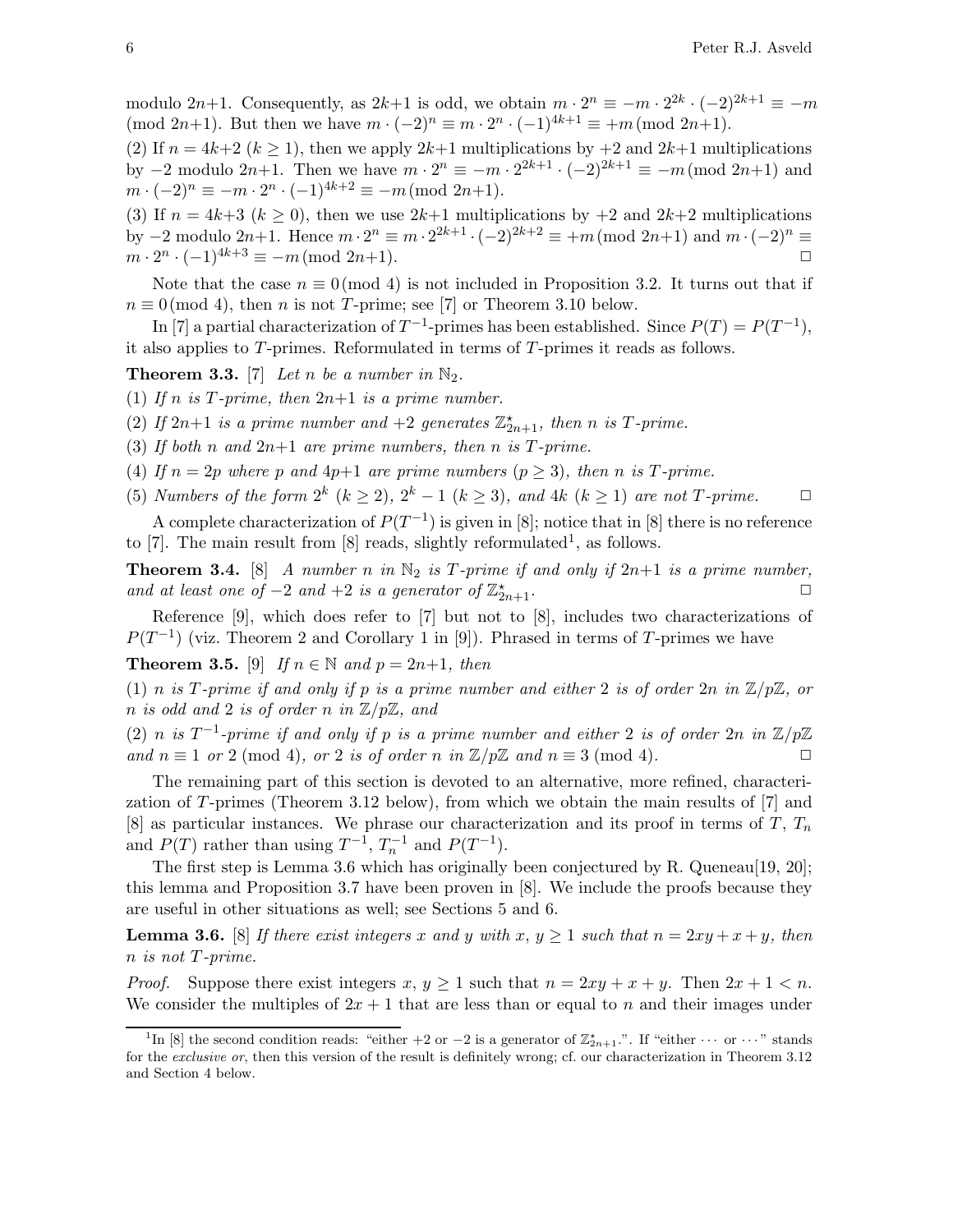modulo $2n{+}1$. Consequently, as $2k{+}1$ is odd, we obtain $m \cdot 2^n \equiv -m \cdot 2^{2k} \cdot (-2)^{2k+1} \equiv -m \pmod{2n{+}1}$. But then we have $m \cdot (-2)^n \equiv m \cdot 2^n \cdot (-1)^{4k+1} \equiv +m \pmod{2n{+}1}$.

(2) If $n = 4k{+}2$ ($k \geq 1$), then we apply $2k{+}1$ multiplications by $+2$ and $2k{+}1$ multiplications by $-2$ modulo $2n{+}1$. Then we have $m \cdot 2^n \equiv -m \cdot 2^{2k+1} \cdot (-2)^{2k+1} \equiv -m \pmod{2n{+}1}$ and $m \cdot (-2)^n \equiv -m \cdot 2^n \cdot (-1)^{4k+2} \equiv -m \pmod{2n{+}1}$.

(3) If $n = 4k{+}3$ ($k \geq 0$), then we use $2k{+}1$ multiplications by $+2$ and $2k{+}2$ multiplications by $-2$ modulo $2n{+}1$. Hence $m \cdot 2^n \equiv m \cdot 2^{2k+1} \cdot (-2)^{2k+2} \equiv +m \pmod{2n{+}1}$ and $m \cdot (-2)^n \equiv m \cdot 2^n \cdot (-1)^{4k+3} \equiv -m \pmod{2n{+}1}$. $\square$

Note that the case $n \equiv 0 \pmod 4$ is not included in Proposition 3.2. It turns out that if $n \equiv 0 \pmod 4$, then $n$ is not $T$-prime; see [7] or Theorem 3.10 below.

In [7] a partial characterization of $T^{-1}$-primes has been established. Since $P(T) = P(T^{-1})$, it also applies to $T$-primes. Reformulated in terms of $T$-primes it reads as follows.

**Theorem 3.3.** [7] *Let $n$ be a number in $\mathbb{N}_2$.*

(1) *If $n$ is $T$-prime, then $2n{+}1$ is a prime number.*

(2) *If $2n{+}1$ is a prime number and $+2$ generates $\mathbb{Z}^\star_{2n+1}$, then $n$ is $T$-prime.*

(3) *If both $n$ and $2n{+}1$ are prime numbers, then $n$ is $T$-prime.*

(4) *If $n = 2p$ where $p$ and $4p{+}1$ are prime numbers ($p \geq 3$), then $n$ is $T$-prime.*

(5) *Numbers of the form $2^k$ ($k \geq 2$), $2^k - 1$ ($k \geq 3$), and $4k$ ($k \geq 1$) are not $T$-prime.* $\square$

A complete characterization of $P(T^{-1})$ is given in [8]; notice that in [8] there is no reference to [7]. The main result from [8] reads, slightly reformulated[1], as follows.

**Theorem 3.4.** [8] *A number $n$ in $\mathbb{N}_2$ is $T$-prime if and only if $2n{+}1$ is a prime number, and at least one of $-2$ and $+2$ is a generator of $\mathbb{Z}^\star_{2n+1}$.* $\square$

Reference [9], which does refer to [7] but not to [8], includes two characterizations of $P(T^{-1})$ (viz. Theorem 2 and Corollary 1 in [9]). Phrased in terms of $T$-primes we have

**Theorem 3.5.** [9] *If $n \in \mathbb{N}$ and $p = 2n{+}1$, then*

(1) *$n$ is $T$-prime if and only if $p$ is a prime number and either 2 is of order $2n$ in $\mathbb{Z}/p\mathbb{Z}$, or $n$ is odd and 2 is of order $n$ in $\mathbb{Z}/p\mathbb{Z}$, and*

(2) *$n$ is $T^{-1}$-prime if and only if $p$ is a prime number and either 2 is of order $2n$ in $\mathbb{Z}/p\mathbb{Z}$ and $n \equiv 1$ or $2 \pmod 4$, or 2 is of order $n$ in $\mathbb{Z}/p\mathbb{Z}$ and $n \equiv 3 \pmod 4$.* $\square$

The remaining part of this section is devoted to an alternative, more refined, characterization of $T$-primes (Theorem 3.12 below), from which we obtain the main results of [7] and [8] as particular instances. We phrase our characterization and its proof in terms of $T$, $T_n$ and $P(T)$ rather than using $T^{-1}$, $T_n^{-1}$ and $P(T^{-1})$.

The first step is Lemma 3.6 which has originally been conjectured by R. Queneau[19, 20]; this lemma and Proposition 3.7 have been proven in [8]. We include the proofs because they are useful in other situations as well; see Sections 5 and 6.

**Lemma 3.6.** [8] *If there exist integers $x$ and $y$ with $x, y \geq 1$ such that $n = 2xy + x + y$, then $n$ is not $T$-prime.*

*Proof.* Suppose there exist integers $x, y \geq 1$ such that $n = 2xy + x + y$. Then $2x + 1 < n$. We consider the multiples of $2x + 1$ that are less than or equal to $n$ and their images under

---

[1] In [8] the second condition reads: "either $+2$ or $-2$ is a generator of $\mathbb{Z}^\star_{2n+1}$.". If "either $\cdots$ or $\cdots$" stands for the *exclusive or*, then this version of the result is definitely wrong; cf. our characterization in Theorem 3.12 and Section 4 below.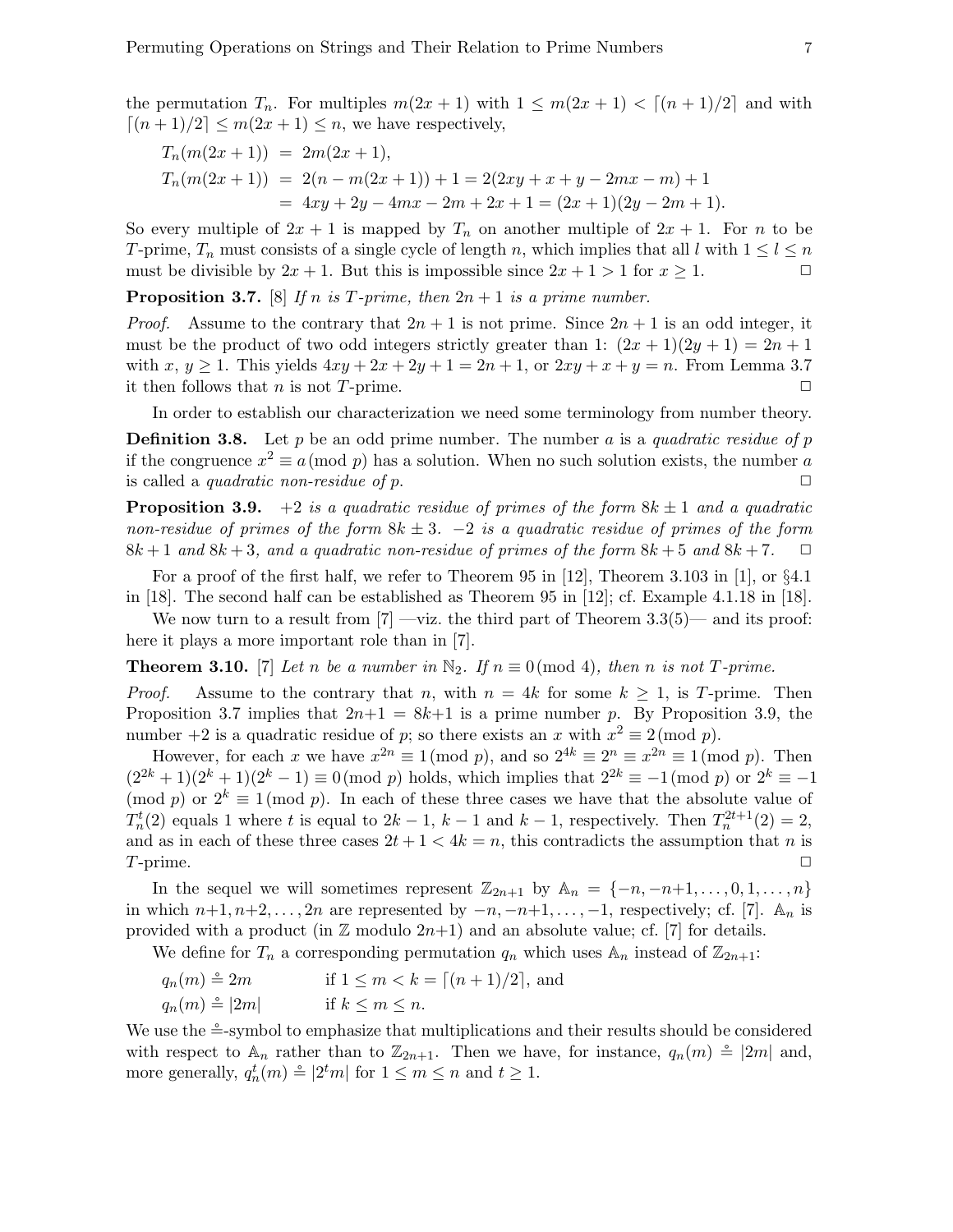the permutation $T_n$. For multiples $m(2x+1)$ with $1 \le m(2x+1) < \lceil (n+1)/2 \rceil$ and with $\lceil (n+1)/2 \rceil \le m(2x+1) \le n$, we have respectively,

$$
\begin{aligned}
T_n(m(2x+1)) &= 2m(2x+1), \\
T_n(m(2x+1)) &= 2(n - m(2x+1)) + 1 = 2(2xy + x + y - 2mx - m) + 1 \\
&= 4xy + 2y - 4mx - 2m + 2x + 1 = (2x+1)(2y - 2m + 1).
\end{aligned}
$$

So every multiple of $2x+1$ is mapped by $T_n$ on another multiple of $2x+1$. For $n$ to be $T$-prime, $T_n$ must consists of a single cycle of length $n$, which implies that all $l$ with $1 \le l \le n$ must be divisible by $2x+1$. But this is impossible since $2x+1 > 1$ for $x \ge 1$. □

**Proposition 3.7.** [8] *If $n$ is $T$-prime, then $2n+1$ is a prime number.*

*Proof.* Assume to the contrary that $2n+1$ is not prime. Since $2n+1$ is an odd integer, it must be the product of two odd integers strictly greater than 1: $(2x+1)(2y+1) = 2n+1$ with $x, y \ge 1$. This yields $4xy + 2x + 2y + 1 = 2n+1$, or $2xy + x + y = n$. From Lemma 3.7 it then follows that $n$ is not $T$-prime. □

In order to establish our characterization we need some terminology from number theory.

**Definition 3.8.** Let $p$ be an odd prime number. The number $a$ is a *quadratic residue of* $p$ if the congruence $x^2 \equiv a \,(\mathrm{mod}\ p)$ has a solution. When no such solution exists, the number $a$ is called a *quadratic non-residue of* $p$. □

**Proposition 3.9.** *$+2$ is a quadratic residue of primes of the form $8k \pm 1$ and a quadratic non-residue of primes of the form $8k \pm 3$. $-2$ is a quadratic residue of primes of the form $8k+1$ and $8k+3$, and a quadratic non-residue of primes of the form $8k+5$ and $8k+7$.* □

For a proof of the first half, we refer to Theorem 95 in [12], Theorem 3.103 in [1], or §4.1 in [18]. The second half can be established as Theorem 95 in [12]; cf. Example 4.1.18 in [18].

We now turn to a result from [7] —viz. the third part of Theorem 3.3(5)— and its proof: here it plays a more important role than in [7].

**Theorem 3.10.** [7] *Let $n$ be a number in $\mathbb{N}_2$. If $n \equiv 0 \,(\mathrm{mod}\ 4)$, then $n$ is not $T$-prime.*

*Proof.* Assume to the contrary that $n$, with $n = 4k$ for some $k \ge 1$, is $T$-prime. Then Proposition 3.7 implies that $2n+1 = 8k+1$ is a prime number $p$. By Proposition 3.9, the number $+2$ is a quadratic residue of $p$; so there exists an $x$ with $x^2 \equiv 2 \,(\mathrm{mod}\ p)$.

However, for each $x$ we have $x^{2n} \equiv 1 \,(\mathrm{mod}\ p)$, and so $2^{4k} \equiv 2^n \equiv x^{2n} \equiv 1 \,(\mathrm{mod}\ p)$. Then $(2^{2k}+1)(2^k+1)(2^k-1) \equiv 0 \,(\mathrm{mod}\ p)$ holds, which implies that $2^{2k} \equiv -1 \,(\mathrm{mod}\ p)$ or $2^k \equiv -1$ $(\mathrm{mod}\ p)$ or $2^k \equiv 1 \,(\mathrm{mod}\ p)$. In each of these three cases we have that the absolute value of $T_n^t(2)$ equals 1 where $t$ is equal to $2k-1$, $k-1$ and $k-1$, respectively. Then $T_n^{2t+1}(2) = 2$, and as in each of these three cases $2t+1 < 4k = n$, this contradicts the assumption that $n$ is $T$-prime. □

In the sequel we will sometimes represent $\mathbb{Z}_{2n+1}$ by $\mathbb{A}_n = \{-n, -n+1, \ldots, 0, 1, \ldots, n\}$ in which $n+1, n+2, \ldots, 2n$ are represented by $-n, -n+1, \ldots, -1$, respectively; cf. [7]. $\mathbb{A}_n$ is provided with a product (in $\mathbb{Z}$ modulo $2n+1$) and an absolute value; cf. [7] for details.

We define for $T_n$ a corresponding permutation $q_n$ which uses $\mathbb{A}_n$ instead of $\mathbb{Z}_{2n+1}$:

$$
\begin{aligned}
q_n(m) &\mathrel{\mathring{=}} 2m && \text{if } 1 \le m < k = \lceil (n+1)/2 \rceil, \text{ and} \\
q_n(m) &\mathrel{\mathring{=}} |2m| && \text{if } k \le m \le n.
\end{aligned}
$$

We use the $\mathrel{\mathring{=}}$-symbol to emphasize that multiplications and their results should be considered with respect to $\mathbb{A}_n$ rather than to $\mathbb{Z}_{2n+1}$. Then we have, for instance, $q_n(m) \mathrel{\mathring{=}} |2m|$ and, more generally, $q_n^t(m) \mathrel{\mathring{=}} |2^t m|$ for $1 \le m \le n$ and $t \ge 1$.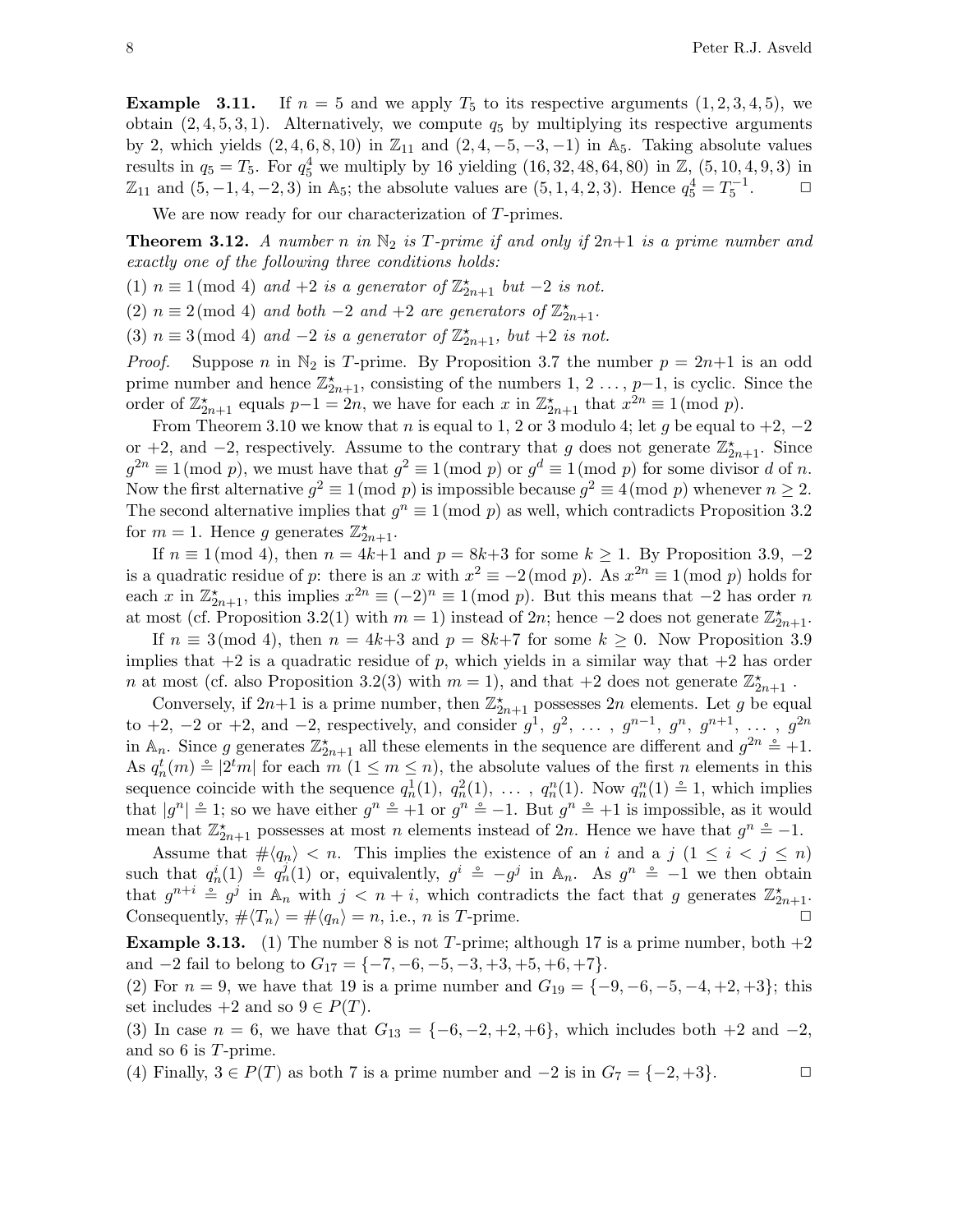**Example 3.11.** If $n = 5$ and we apply $T_5$ to its respective arguments $(1, 2, 3, 4, 5)$, we obtain $(2, 4, 5, 3, 1)$. Alternatively, we compute $q_5$ by multiplying its respective arguments by 2, which yields $(2, 4, 6, 8, 10)$ in $\mathbb{Z}_{11}$ and $(2, 4, -5, -3, -1)$ in $\mathbb{A}_5$. Taking absolute values results in $q_5 = T_5$. For $q_5^4$ we multiply by 16 yielding $(16, 32, 48, 64, 80)$ in $\mathbb{Z}$, $(5, 10, 4, 9, 3)$ in $\mathbb{Z}_{11}$ and $(5, -1, 4, -2, 3)$ in $\mathbb{A}_5$; the absolute values are $(5, 1, 4, 2, 3)$. Hence $q_5^4 = T_5^{-1}$. □

We are now ready for our characterization of $T$-primes.

**Theorem 3.12.** *A number $n$ in $\mathbb{N}_2$ is $T$-prime if and only if $2n+1$ is a prime number and exactly one of the following three conditions holds:*

(1) $n \equiv 1 \pmod 4$ *and $+2$ is a generator of $\mathbb{Z}^\star_{2n+1}$ but $-2$ is not.*

(2) $n \equiv 2 \pmod 4$ *and both $-2$ and $+2$ are generators of $\mathbb{Z}^\star_{2n+1}$.*

(3) $n \equiv 3 \pmod 4$ *and $-2$ is a generator of $\mathbb{Z}^\star_{2n+1}$, but $+2$ is not.*

*Proof.* Suppose $n$ in $\mathbb{N}_2$ is $T$-prime. By Proposition 3.7 the number $p = 2n+1$ is an odd prime number and hence $\mathbb{Z}^\star_{2n+1}$, consisting of the numbers $1, 2, \ldots, p-1$, is cyclic. Since the order of $\mathbb{Z}^\star_{2n+1}$ equals $p-1 = 2n$, we have for each $x$ in $\mathbb{Z}^\star_{2n+1}$ that $x^{2n} \equiv 1 \pmod p$.

From Theorem 3.10 we know that $n$ is equal to 1, 2 or 3 modulo 4; let $g$ be equal to $+2$, $-2$ or $+2$, and $-2$, respectively. Assume to the contrary that $g$ does not generate $\mathbb{Z}^\star_{2n+1}$. Since $g^{2n} \equiv 1 \pmod p$, we must have that $g^2 \equiv 1 \pmod p$ or $g^d \equiv 1 \pmod p$ for some divisor $d$ of $n$. Now the first alternative $g^2 \equiv 1 \pmod p$ is impossible because $g^2 \equiv 4 \pmod p$ whenever $n \geq 2$. The second alternative implies that $g^n \equiv 1 \pmod p$ as well, which contradicts Proposition 3.2 for $m = 1$. Hence $g$ generates $\mathbb{Z}^\star_{2n+1}$.

If $n \equiv 1 \pmod 4$, then $n = 4k+1$ and $p = 8k+3$ for some $k \geq 1$. By Proposition 3.9, $-2$ is a quadratic residue of $p$: there is an $x$ with $x^2 \equiv -2 \pmod p$. As $x^{2n} \equiv 1 \pmod p$ holds for each $x$ in $\mathbb{Z}^\star_{2n+1}$, this implies $x^{2n} \equiv (-2)^n \equiv 1 \pmod p$. But this means that $-2$ has order $n$ at most (cf. Proposition 3.2(1) with $m = 1$) instead of $2n$; hence $-2$ does not generate $\mathbb{Z}^\star_{2n+1}$.

If $n \equiv 3 \pmod 4$, then $n = 4k+3$ and $p = 8k+7$ for some $k \geq 0$. Now Proposition 3.9 implies that $+2$ is a quadratic residue of $p$, which yields in a similar way that $+2$ has order $n$ at most (cf. also Proposition 3.2(3) with $m = 1$), and that $+2$ does not generate $\mathbb{Z}^\star_{2n+1}$.

Conversely, if $2n+1$ is a prime number, then $\mathbb{Z}^\star_{2n+1}$ possesses $2n$ elements. Let $g$ be equal to $+2$, $-2$ or $+2$, and $-2$, respectively, and consider $g^1, g^2, \ldots, g^{n-1}, g^n, g^{n+1}, \ldots, g^{2n}$ in $\mathbb{A}_n$. Since $g$ generates $\mathbb{Z}^\star_{2n+1}$ all these elements in the sequence are different and $g^{2n} \doteq +1$. As $q_n^t(m) \doteq |2^t m|$ for each $m$ $(1 \leq m \leq n)$, the absolute values of the first $n$ elements in this sequence coincide with the sequence $q_n^1(1), q_n^2(1), \ldots, q_n^n(1)$. Now $q_n^n(1) \doteq 1$, which implies that $|g^n| \doteq 1$; so we have either $g^n \doteq +1$ or $g^n \doteq -1$. But $g^n \doteq +1$ is impossible, as it would mean that $\mathbb{Z}^\star_{2n+1}$ possesses at most $n$ elements instead of $2n$. Hence we have that $g^n \doteq -1$.

Assume that $\#\langle q_n \rangle < n$. This implies the existence of an $i$ and a $j$ $(1 \leq i < j \leq n)$ such that $q_n^i(1) \doteq q_n^j(1)$ or, equivalently, $g^i \doteq -g^j$ in $\mathbb{A}_n$. As $g^n \doteq -1$ we then obtain that $g^{n+i} \doteq g^j$ in $\mathbb{A}_n$ with $j < n+i$, which contradicts the fact that $g$ generates $\mathbb{Z}^\star_{2n+1}$. Consequently, $\#\langle T_n \rangle = \#\langle q_n \rangle = n$, i.e., $n$ is $T$-prime. □

**Example 3.13.** (1) The number 8 is not $T$-prime; although 17 is a prime number, both $+2$ and $-2$ fail to belong to $G_{17} = \{-7, -6, -5, -3, +3, +5, +6, +7\}$.

(2) For $n = 9$, we have that 19 is a prime number and $G_{19} = \{-9, -6, -5, -4, +2, +3\}$; this set includes $+2$ and so $9 \in P(T)$.

(3) In case $n = 6$, we have that $G_{13} = \{-6, -2, +2, +6\}$, which includes both $+2$ and $-2$, and so 6 is $T$-prime.

(4) Finally, $3 \in P(T)$ as both 7 is a prime number and $-2$ is in $G_7 = \{-2, +3\}$. □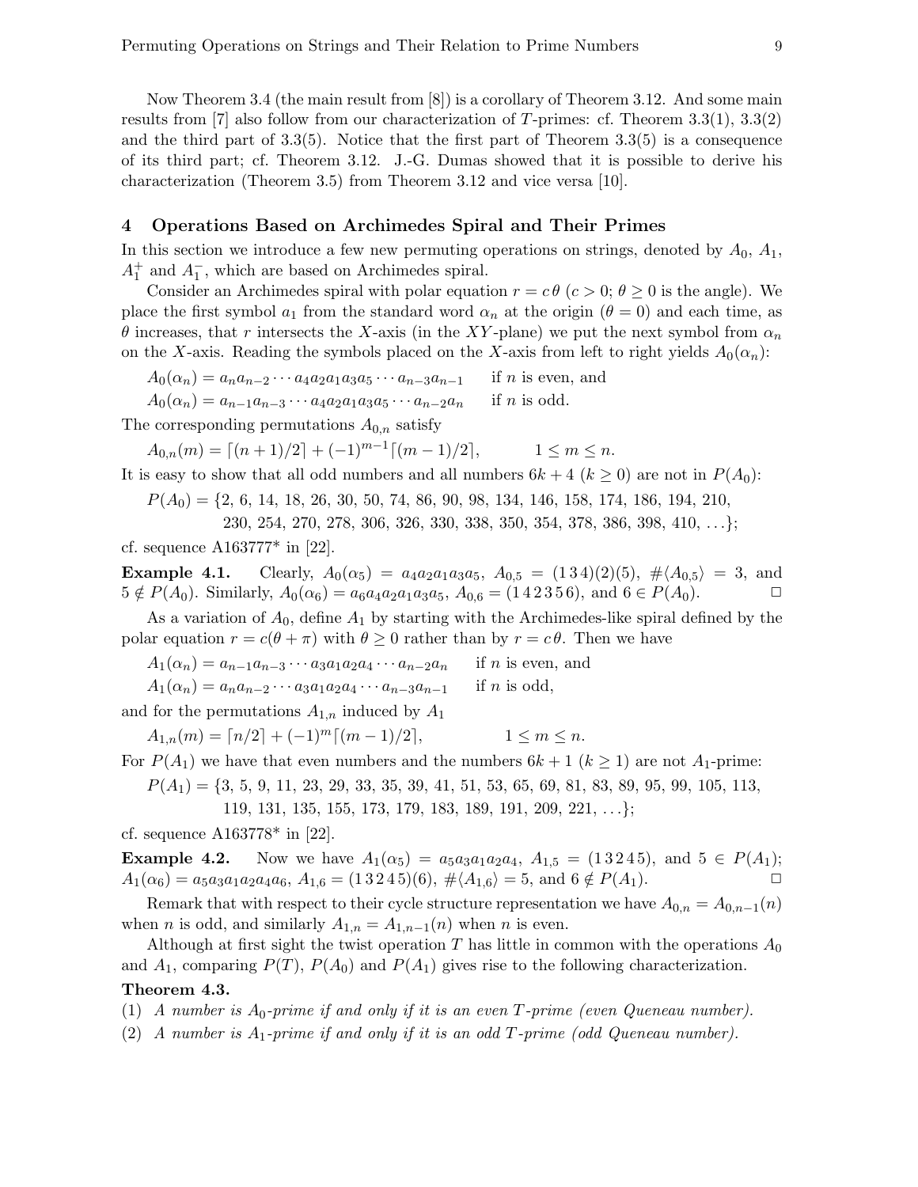Now Theorem 3.4 (the main result from [8]) is a corollary of Theorem 3.12. And some main results from [7] also follow from our characterization of $T$-primes: cf. Theorem 3.3(1), 3.3(2) and the third part of 3.3(5). Notice that the first part of Theorem 3.3(5) is a consequence of its third part; cf. Theorem 3.12. J.-G. Dumas showed that it is possible to derive his characterization (Theorem 3.5) from Theorem 3.12 and vice versa [10].

## 4 Operations Based on Archimedes Spiral and Their Primes

In this section we introduce a few new permuting operations on strings, denoted by $A_0$, $A_1$, $A_1^+$ and $A_1^-$, which are based on Archimedes spiral.

Consider an Archimedes spiral with polar equation $r = c\,\theta$ ($c > 0$; $\theta \geq 0$ is the angle). We place the first symbol $a_1$ from the standard word $\alpha_n$ at the origin ($\theta = 0$) and each time, as $\theta$ increases, that $r$ intersects the $X$-axis (in the $XY$-plane) we put the next symbol from $\alpha_n$ on the $X$-axis. Reading the symbols placed on the $X$-axis from left to right yields $A_0(\alpha_n)$:

$A_0(\alpha_n) = a_n a_{n-2} \cdots a_4 a_2 a_1 a_3 a_5 \cdots a_{n-3} a_{n-1}$ if $n$ is even, and

$A_0(\alpha_n) = a_{n-1} a_{n-3} \cdots a_4 a_2 a_1 a_3 a_5 \cdots a_{n-2} a_n$ if $n$ is odd.

The corresponding permutations $A_{0,n}$ satisfy

$$A_{0,n}(m) = \lceil (n+1)/2 \rceil + (-1)^{m-1} \lceil (m-1)/2 \rceil, \qquad 1 \leq m \leq n.$$

It is easy to show that all odd numbers and all numbers $6k+4$ ($k \geq 0$) are not in $P(A_0)$:

$P(A_0) = \{2, 6, 14, 18, 26, 30, 50, 74, 86, 90, 98, 134, 146, 158, 174, 186, 194, 210, 230, 254, 270, 278, 306, 326, 330, 338, 350, 354, 378, 386, 398, 410, \ldots\}$;

cf. sequence A163777* in [22].

**Example 4.1.** Clearly, $A_0(\alpha_5) = a_4 a_2 a_1 a_3 a_5$, $A_{0,5} = (1\,3\,4)(2)(5)$, $\#\langle A_{0,5} \rangle = 3$, and $5 \notin P(A_0)$. Similarly, $A_0(\alpha_6) = a_6 a_4 a_2 a_1 a_3 a_5$, $A_{0,6} = (1\,4\,2\,3\,5\,6)$, and $6 \in P(A_0)$. □

As a variation of $A_0$, define $A_1$ by starting with the Archimedes-like spiral defined by the polar equation $r = c(\theta + \pi)$ with $\theta \geq 0$ rather than by $r = c\,\theta$. Then we have

$A_1(\alpha_n) = a_{n-1} a_{n-3} \cdots a_3 a_1 a_2 a_4 \cdots a_{n-2} a_n$ if $n$ is even, and

$A_1(\alpha_n) = a_n a_{n-2} \cdots a_3 a_1 a_2 a_4 \cdots a_{n-3} a_{n-1}$ if $n$ is odd,

and for the permutations $A_{1,n}$ induced by $A_1$

$$A_{1,n}(m) = \lceil n/2 \rceil + (-1)^m \lceil (m-1)/2 \rceil, \qquad 1 \leq m \leq n.$$

For $P(A_1)$ we have that even numbers and the numbers $6k+1$ ($k \geq 1$) are not $A_1$-prime:

$P(A_1) = \{3, 5, 9, 11, 23, 29, 33, 35, 39, 41, 51, 53, 65, 69, 81, 83, 89, 95, 99, 105, 113, 119, 131, 135, 155, 173, 179, 183, 189, 191, 209, 221, \ldots\}$;

cf. sequence A163778* in [22].

**Example 4.2.** Now we have $A_1(\alpha_5) = a_5 a_3 a_1 a_2 a_4$, $A_{1,5} = (1\,3\,2\,4\,5)$, and $5 \in P(A_1)$; $A_1(\alpha_6) = a_5 a_3 a_1 a_2 a_4 a_6$, $A_{1,6} = (1\,3\,2\,4\,5)(6)$, $\#\langle A_{1,6} \rangle = 5$, and $6 \notin P(A_1)$. □

Remark that with respect to their cycle structure representation we have $A_{0,n} = A_{0,n-1}(n)$ when $n$ is odd, and similarly $A_{1,n} = A_{1,n-1}(n)$ when $n$ is even.

Although at first sight the twist operation $T$ has little in common with the operations $A_0$ and $A_1$, comparing $P(T)$, $P(A_0)$ and $P(A_1)$ gives rise to the following characterization.

**Theorem 4.3.**

(1) *A number is $A_0$-prime if and only if it is an even $T$-prime (even Queneau number).*

(2) *A number is $A_1$-prime if and only if it is an odd $T$-prime (odd Queneau number).*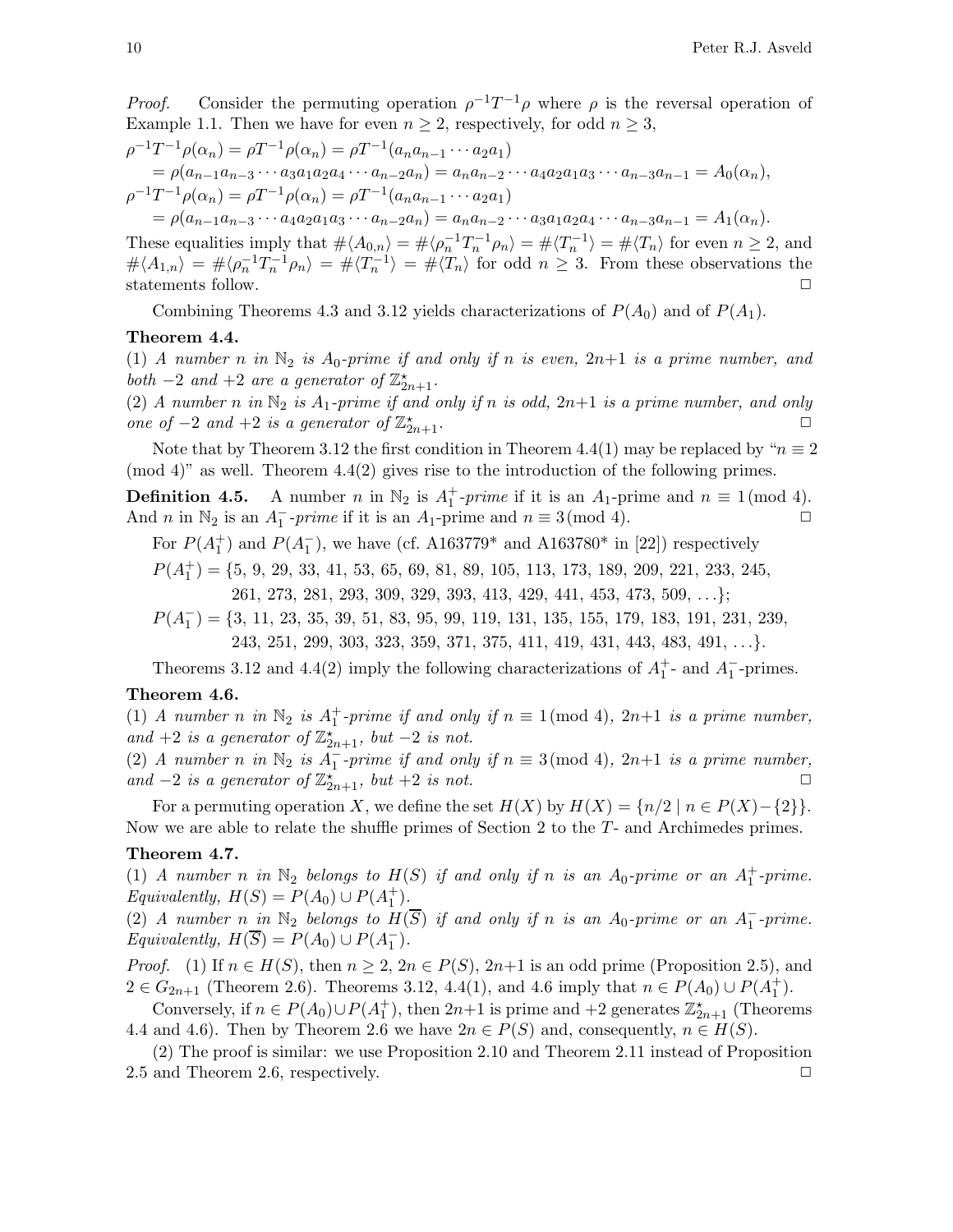*Proof.* Consider the permuting operation $\rho^{-1}T^{-1}\rho$ where $\rho$ is the reversal operation of Example 1.1. Then we have for even $n \geq 2$, respectively, for odd $n \geq 3$,

$$\begin{aligned}
\rho^{-1}T^{-1}\rho(\alpha_n) &= \rho T^{-1}\rho(\alpha_n) = \rho T^{-1}(a_n a_{n-1}\cdots a_2 a_1)\\
&= \rho(a_{n-1}a_{n-3}\cdots a_3 a_1 a_2 a_4 \cdots a_{n-2}a_n) = a_n a_{n-2}\cdots a_4 a_2 a_1 a_3 \cdots a_{n-3}a_{n-1} = A_0(\alpha_n),\\
\rho^{-1}T^{-1}\rho(\alpha_n) &= \rho T^{-1}\rho(\alpha_n) = \rho T^{-1}(a_n a_{n-1}\cdots a_2 a_1)\\
&= \rho(a_{n-1}a_{n-3}\cdots a_4 a_2 a_1 a_3 \cdots a_{n-2}a_n) = a_n a_{n-2}\cdots a_3 a_1 a_2 a_4 \cdots a_{n-3}a_{n-1} = A_1(\alpha_n).
\end{aligned}$$

These equalities imply that $\#\langle A_{0,n}\rangle = \#\langle \rho_n^{-1}T_n^{-1}\rho_n\rangle = \#\langle T_n^{-1}\rangle = \#\langle T_n\rangle$ for even $n \geq 2$, and $\#\langle A_{1,n}\rangle = \#\langle \rho_n^{-1}T_n^{-1}\rho_n\rangle = \#\langle T_n^{-1}\rangle = \#\langle T_n\rangle$ for odd $n \geq 3$. From these observations the statements follow. □

Combining Theorems 4.3 and 3.12 yields characterizations of $P(A_0)$ and of $P(A_1)$.

**Theorem 4.4.**
(1) *A number $n$ in $\mathbb{N}_2$ is $A_0$-prime if and only if $n$ is even, $2n+1$ is a prime number, and both $-2$ and $+2$ are a generator of $\mathbb{Z}^\star_{2n+1}$.*
(2) *A number $n$ in $\mathbb{N}_2$ is $A_1$-prime if and only if $n$ is odd, $2n+1$ is a prime number, and only one of $-2$ and $+2$ is a generator of $\mathbb{Z}^\star_{2n+1}$.* □

Note that by Theorem 3.12 the first condition in Theorem 4.4(1) may be replaced by "$n \equiv 2 \pmod 4$" as well. Theorem 4.4(2) gives rise to the introduction of the following primes.

**Definition 4.5.** A number $n$ in $\mathbb{N}_2$ is $A_1^+$*-prime* if it is an $A_1$-prime and $n \equiv 1 \pmod 4$. And $n$ in $\mathbb{N}_2$ is an $A_1^-$*-prime* if it is an $A_1$-prime and $n \equiv 3 \pmod 4$. □

For $P(A_1^+)$ and $P(A_1^-)$, we have (cf. A163779* and A163780* in [22]) respectively

$P(A_1^+) = \{5, 9, 29, 33, 41, 53, 65, 69, 81, 89, 105, 113, 173, 189, 209, 221, 233, 245, 261, 273, 281, 293, 309, 329, 393, 413, 429, 441, 453, 473, 509, \ldots\}$;

$P(A_1^-) = \{3, 11, 23, 35, 39, 51, 83, 95, 99, 119, 131, 135, 155, 179, 183, 191, 231, 239, 243, 251, 299, 303, 323, 359, 371, 375, 411, 419, 431, 443, 483, 491, \ldots\}$.

Theorems 3.12 and 4.4(2) imply the following characterizations of $A_1^+$- and $A_1^-$-primes.

**Theorem 4.6.**
(1) *A number $n$ in $\mathbb{N}_2$ is $A_1^+$-prime if and only if $n \equiv 1 \pmod 4$, $2n+1$ is a prime number, and $+2$ is a generator of $\mathbb{Z}^\star_{2n+1}$, but $-2$ is not.*
(2) *A number $n$ in $\mathbb{N}_2$ is $A_1^-$-prime if and only if $n \equiv 3 \pmod 4$, $2n+1$ is a prime number, and $-2$ is a generator of $\mathbb{Z}^\star_{2n+1}$, but $+2$ is not.* □

For a permuting operation $X$, we define the set $H(X)$ by $H(X) = \{n/2 \mid n \in P(X) - \{2\}\}$. Now we are able to relate the shuffle primes of Section 2 to the $T$- and Archimedes primes.

**Theorem 4.7.**
(1) *A number $n$ in $\mathbb{N}_2$ belongs to $H(S)$ if and only if $n$ is an $A_0$-prime or an $A_1^+$-prime. Equivalently, $H(S) = P(A_0) \cup P(A_1^+)$.*
(2) *A number $n$ in $\mathbb{N}_2$ belongs to $H(\overline{S})$ if and only if $n$ is an $A_0$-prime or an $A_1^-$-prime. Equivalently, $H(\overline{S}) = P(A_0) \cup P(A_1^-)$.*

*Proof.* (1) If $n \in H(S)$, then $n \geq 2$, $2n \in P(S)$, $2n+1$ is an odd prime (Proposition 2.5), and $2 \in G_{2n+1}$ (Theorem 2.6). Theorems 3.12, 4.4(1), and 4.6 imply that $n \in P(A_0) \cup P(A_1^+)$.

Conversely, if $n \in P(A_0) \cup P(A_1^+)$, then $2n+1$ is prime and $+2$ generates $\mathbb{Z}^\star_{2n+1}$ (Theorems 4.4 and 4.6). Then by Theorem 2.6 we have $2n \in P(S)$ and, consequently, $n \in H(S)$.

(2) The proof is similar: we use Proposition 2.10 and Theorem 2.11 instead of Proposition 2.5 and Theorem 2.6, respectively. □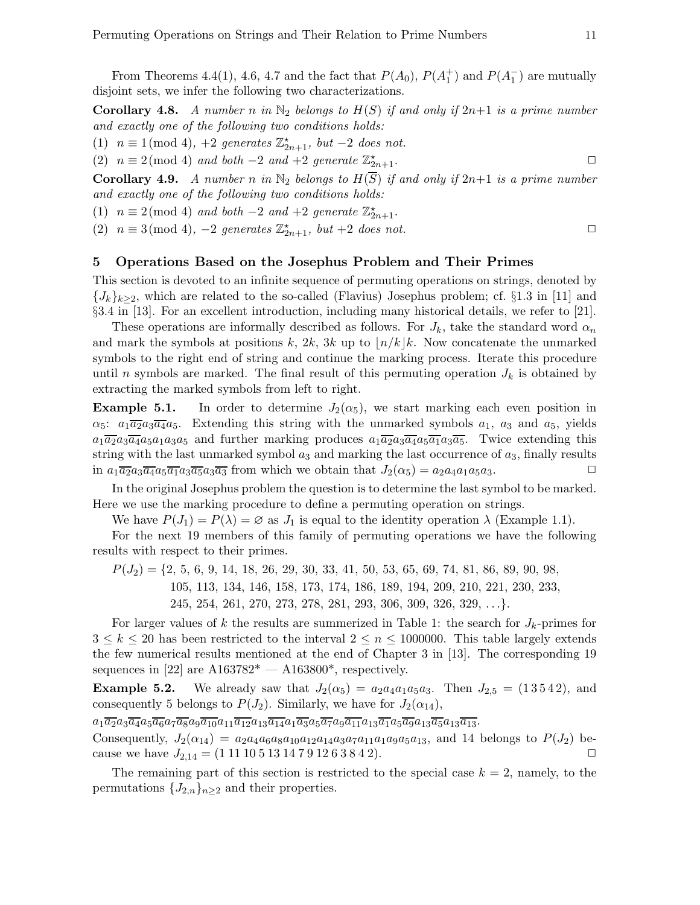From Theorems 4.4(1), 4.6, 4.7 and the fact that $P(A_0)$, $P(A_1^+)$ and $P(A_1^-)$ are mutually disjoint sets, we infer the following two characterizations.

**Corollary 4.8.** *A number $n$ in $\mathbb{N}_2$ belongs to $H(S)$ if and only if $2n+1$ is a prime number and exactly one of the following two conditions holds:*

(1) $n \equiv 1 \pmod 4$, *$+2$ generates $\mathbb{Z}^\star_{2n+1}$, but $-2$ does not.*

(2) $n \equiv 2 \pmod 4$ *and both $-2$ and $+2$ generate $\mathbb{Z}^\star_{2n+1}$.* □

**Corollary 4.9.** *A number $n$ in $\mathbb{N}_2$ belongs to $H(\overline{S})$ if and only if $2n+1$ is a prime number and exactly one of the following two conditions holds:*

(1) $n \equiv 2 \pmod 4$ *and both $-2$ and $+2$ generate $\mathbb{Z}^\star_{2n+1}$.*

(2) $n \equiv 3 \pmod 4$, *$-2$ generates $\mathbb{Z}^\star_{2n+1}$, but $+2$ does not.* □

## 5 Operations Based on the Josephus Problem and Their Primes

This section is devoted to an infinite sequence of permuting operations on strings, denoted by $\{J_k\}_{k\geq 2}$, which are related to the so-called (Flavius) Josephus problem; cf. §1.3 in [11] and §3.4 in [13]. For an excellent introduction, including many historical details, we refer to [21].

These operations are informally described as follows. For $J_k$, take the standard word $\alpha_n$ and mark the symbols at positions $k$, $2k$, $3k$ up to $\lfloor n/k \rfloor k$. Now concatenate the unmarked symbols to the right end of string and continue the marking process. Iterate this procedure until $n$ symbols are marked. The final result of this permuting operation $J_k$ is obtained by extracting the marked symbols from left to right.

**Example 5.1.** In order to determine $J_2(\alpha_5)$, we start marking each even position in $\alpha_5$: $a_1\overline{a_2}a_3\overline{a_4}a_5$. Extending this string with the unmarked symbols $a_1$, $a_3$ and $a_5$, yields $a_1\overline{a_2}a_3\overline{a_4}a_5a_1a_3a_5$ and further marking produces $a_1\overline{a_2}a_3\overline{a_4}a_5\overline{a_1}a_3\overline{a_5}$. Twice extending this string with the last unmarked symbol $a_3$ and marking the last occurrence of $a_3$, finally results in $a_1\overline{a_2}a_3\overline{a_4}a_5\overline{a_1}a_3\overline{a_5}a_3\overline{a_3}$ from which we obtain that $J_2(\alpha_5) = a_2a_4a_1a_5a_3$. □

In the original Josephus problem the question is to determine the last symbol to be marked. Here we use the marking procedure to define a permuting operation on strings.

We have $P(J_1) = P(\lambda) = \varnothing$ as $J_1$ is equal to the identity operation $\lambda$ (Example 1.1).

For the next 19 members of this family of permuting operations we have the following results with respect to their primes.

$$
\begin{aligned}
P(J_2) = \{&2, 5, 6, 9, 14, 18, 26, 29, 30, 33, 41, 50, 53, 65, 69, 74, 81, 86, 89, 90, 98,\\
&105, 113, 134, 146, 158, 173, 174, 186, 189, 194, 209, 210, 221, 230, 233,\\
&245, 254, 261, 270, 273, 278, 281, 293, 306, 309, 326, 329, \ldots\}.
\end{aligned}
$$

For larger values of $k$ the results are summerized in Table 1: the search for $J_k$-primes for $3 \leq k \leq 20$ has been restricted to the interval $2 \leq n \leq 1000000$. This table largely extends the few numerical results mentioned at the end of Chapter 3 in [13]. The corresponding 19 sequences in [22] are A163782* — A163800*, respectively.

**Example 5.2.** We already saw that $J_2(\alpha_5) = a_2a_4a_1a_5a_3$. Then $J_{2,5} = (1\,3\,5\,4\,2)$, and consequently 5 belongs to $P(J_2)$. Similarly, we have for $J_2(\alpha_{14})$,

$a_1\overline{a_2}a_3\overline{a_4}a_5\overline{a_6}a_7\overline{a_8}a_9\overline{a_{10}}a_{11}\overline{a_{12}}a_{13}\overline{a_{14}}a_1\overline{a_3}a_5\overline{a_7}a_9\overline{a_{11}}a_{13}\overline{a_1}a_5\overline{a_9}a_{13}\overline{a_5}a_{13}\overline{a_{13}}$.

Consequently, $J_2(\alpha_{14}) = a_2a_4a_6a_8a_{10}a_{12}a_{14}a_3a_7a_{11}a_1a_9a_5a_{13}$, and 14 belongs to $P(J_2)$ because we have $J_{2,14} = (1\;11\;10\;5\;13\;14\;7\;9\;12\;6\;3\;8\;4\;2)$. □

The remaining part of this section is restricted to the special case $k = 2$, namely, to the permutations $\{J_{2,n}\}_{n\geq 2}$ and their properties.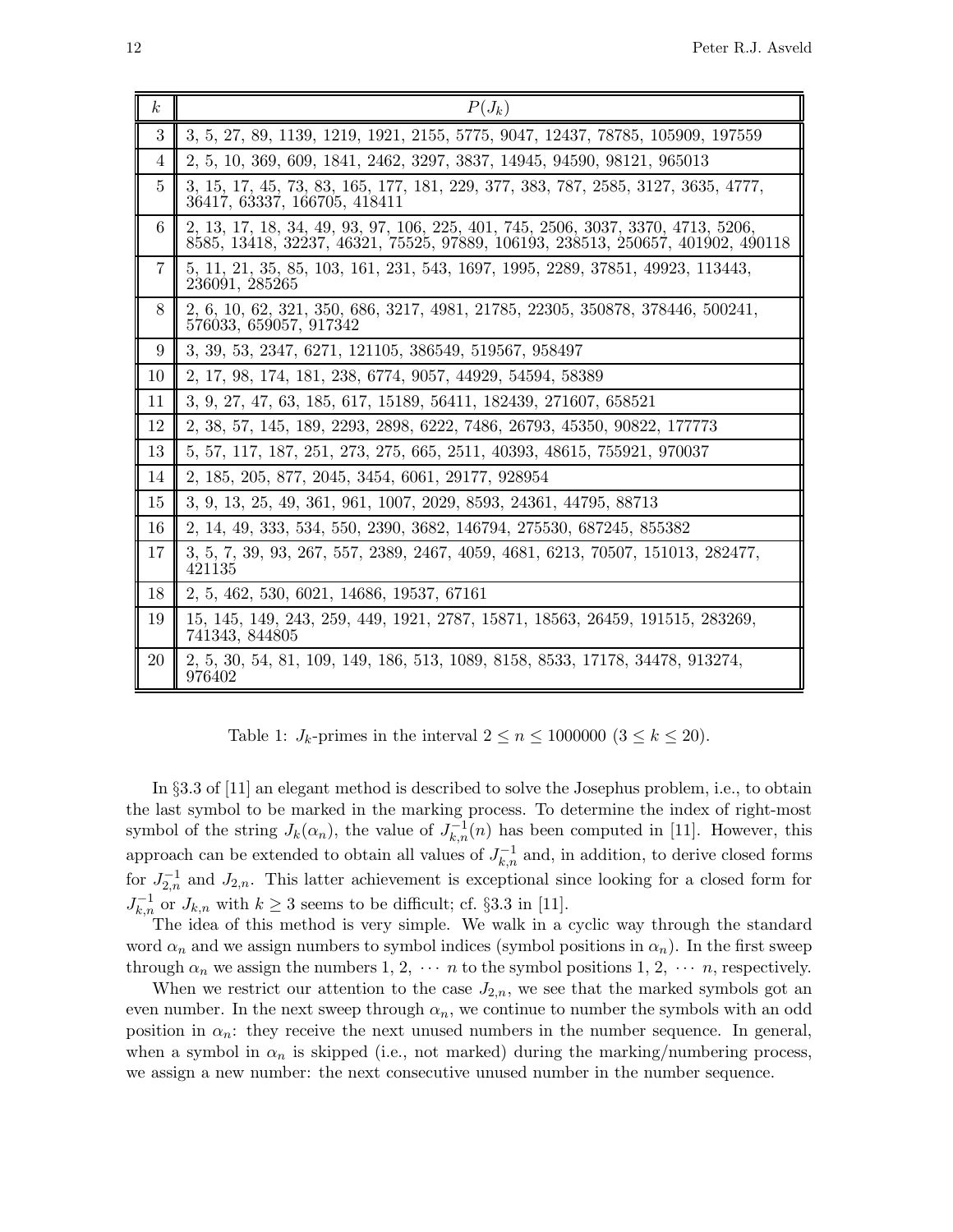| $k$ | $P(J_k)$ |
|---|---|
| 3 | 3, 5, 27, 89, 1139, 1219, 1921, 2155, 5775, 9047, 12437, 78785, 105909, 197559 |
| 4 | 2, 5, 10, 369, 609, 1841, 2462, 3297, 3837, 14945, 94590, 98121, 965013 |
| 5 | 3, 15, 17, 45, 73, 83, 165, 177, 181, 229, 377, 383, 787, 2585, 3127, 3635, 4777, 36417, 63337, 166705, 418411 |
| 6 | 2, 13, 17, 18, 34, 49, 93, 97, 106, 225, 401, 745, 2506, 3037, 3370, 4713, 5206, 8585, 13418, 32237, 46321, 75525, 97889, 106193, 238513, 250657, 401902, 490118 |
| 7 | 5, 11, 21, 35, 85, 103, 161, 231, 543, 1697, 1995, 2289, 37851, 49923, 113443, 236091, 285265 |
| 8 | 2, 6, 10, 62, 321, 350, 686, 3217, 4981, 21785, 22305, 350878, 378446, 500241, 576033, 659057, 917342 |
| 9 | 3, 39, 53, 2347, 6271, 121105, 386549, 519567, 958497 |
| 10 | 2, 17, 98, 174, 181, 238, 6774, 9057, 44929, 54594, 58389 |
| 11 | 3, 9, 27, 47, 63, 185, 617, 15189, 56411, 182439, 271607, 658521 |
| 12 | 2, 38, 57, 145, 189, 2293, 2898, 6222, 7486, 26793, 45350, 90822, 177773 |
| 13 | 5, 57, 117, 187, 251, 273, 275, 665, 2511, 40393, 48615, 755921, 970037 |
| 14 | 2, 185, 205, 877, 2045, 3454, 6061, 29177, 928954 |
| 15 | 3, 9, 13, 25, 49, 361, 961, 1007, 2029, 8593, 24361, 44795, 88713 |
| 16 | 2, 14, 49, 333, 534, 550, 2390, 3682, 146794, 275530, 687245, 855382 |
| 17 | 3, 5, 7, 39, 93, 267, 557, 2389, 2467, 4059, 4681, 6213, 70507, 151013, 282477, 421135 |
| 18 | 2, 5, 462, 530, 6021, 14686, 19537, 67161 |
| 19 | 15, 145, 149, 243, 259, 449, 1921, 2787, 15871, 18563, 26459, 191515, 283269, 741343, 844805 |
| 20 | 2, 5, 30, 54, 81, 109, 149, 186, 513, 1089, 8158, 8533, 17178, 34478, 913274, 976402 |

Table 1: $J_k$-primes in the interval $2 \leq n \leq 1000000$ $(3 \leq k \leq 20)$.

In §3.3 of [11] an elegant method is described to solve the Josephus problem, i.e., to obtain the last symbol to be marked in the marking process. To determine the index of right-most symbol of the string $J_k(\alpha_n)$, the value of $J_{k,n}^{-1}(n)$ has been computed in [11]. However, this approach can be extended to obtain all values of $J_{k,n}^{-1}$ and, in addition, to derive closed forms for $J_{2,n}^{-1}$ and $J_{2,n}$. This latter achievement is exceptional since looking for a closed form for $J_{k,n}^{-1}$ or $J_{k,n}$ with $k \geq 3$ seems to be difficult; cf. §3.3 in [11].

The idea of this method is very simple. We walk in a cyclic way through the standard word $\alpha_n$ and we assign numbers to symbol indices (symbol positions in $\alpha_n$). In the first sweep through $\alpha_n$ we assign the numbers $1, 2, \cdots n$ to the symbol positions $1, 2, \cdots n$, respectively.

When we restrict our attention to the case $J_{2,n}$, we see that the marked symbols got an even number. In the next sweep through $\alpha_n$, we continue to number the symbols with an odd position in $\alpha_n$: they receive the next unused numbers in the number sequence. In general, when a symbol in $\alpha_n$ is skipped (i.e., not marked) during the marking/numbering process, we assign a new number: the next consecutive unused number in the number sequence.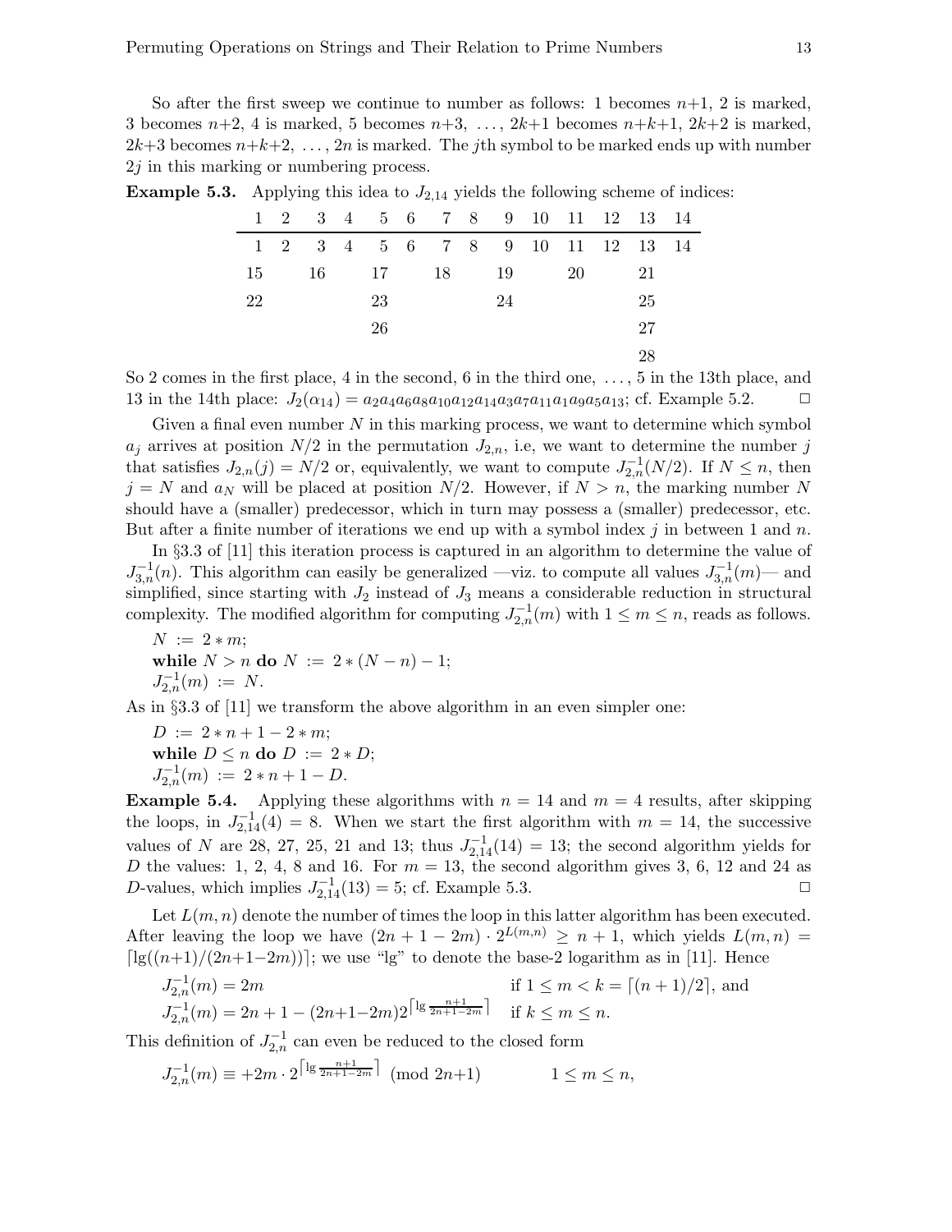So after the first sweep we continue to number as follows: 1 becomes $n+1$, 2 is marked, 3 becomes $n+2$, 4 is marked, 5 becomes $n+3$, $\ldots$, $2k+1$ becomes $n+k+1$, $2k+2$ is marked, $2k+3$ becomes $n+k+2$, $\ldots$, $2n$ is marked. The $j$th symbol to be marked ends up with number $2j$ in this marking or numbering process.

**Example 5.3.** Applying this idea to $J_{2,14}$ yields the following scheme of indices:

| 1 | 2 | 3 | 4 | 5 | 6 | 7 | 8 | 9 | 10 | 11 | 12 | 13 | 14 |
|---|---|---|---|---|---|---|---|---|---|---|---|---|---|
| 1 | 2 | 3 | 4 | 5 | 6 | 7 | 8 | 9 | 10 | 11 | 12 | 13 | 14 |
| 15 | | 16 | | 17 | | 18 | | 19 | | 20 | | 21 | |
| 22 | | | | 23 | | | | 24 | | | | 25 | |
| | | | | 26 | | | | | | | | 27 | |
| | | | | | | | | | | | | 28 | |

So 2 comes in the first place, 4 in the second, 6 in the third one, $\ldots$, 5 in the 13th place, and 13 in the 14th place: $J_2(\alpha_{14}) = a_2a_4a_6a_8a_{10}a_{12}a_{14}a_3a_7a_{11}a_1a_9a_5a_{13}$; cf. Example 5.2. □

Given a final even number $N$ in this marking process, we want to determine which symbol $a_j$ arrives at position $N/2$ in the permutation $J_{2,n}$, i.e, we want to determine the number $j$ that satisfies $J_{2,n}(j) = N/2$ or, equivalently, we want to compute $J_{2,n}^{-1}(N/2)$. If $N \le n$, then $j = N$ and $a_N$ will be placed at position $N/2$. However, if $N > n$, the marking number $N$ should have a (smaller) predecessor, which in turn may possess a (smaller) predecessor, etc. But after a finite number of iterations we end up with a symbol index $j$ in between 1 and $n$.

In §3.3 of [11] this iteration process is captured in an algorithm to determine the value of $J_{3,n}^{-1}(n)$. This algorithm can easily be generalized —viz. to compute all values $J_{3,n}^{-1}(m)$— and simplified, since starting with $J_2$ instead of $J_3$ means a considerable reduction in structural complexity. The modified algorithm for computing $J_{2,n}^{-1}(m)$ with $1 \le m \le n$, reads as follows.

$N := 2*m;$
**while** $N > n$ **do** $N := 2*(N-n)-1;$
$J_{2,n}^{-1}(m) := N.$

As in §3.3 of [11] we transform the above algorithm in an even simpler one:

$D := 2*n+1-2*m;$
**while** $D \le n$ **do** $D := 2*D;$
$J_{2,n}^{-1}(m) := 2*n+1-D.$

**Example 5.4.** Applying these algorithms with $n = 14$ and $m = 4$ results, after skipping the loops, in $J_{2,14}^{-1}(4) = 8$. When we start the first algorithm with $m = 14$, the successive values of $N$ are 28, 27, 25, 21 and 13; thus $J_{2,14}^{-1}(14) = 13$; the second algorithm yields for $D$ the values: 1, 2, 4, 8 and 16. For $m = 13$, the second algorithm gives 3, 6, 12 and 24 as $D$-values, which implies $J_{2,14}^{-1}(13) = 5$; cf. Example 5.3. □

Let $L(m,n)$ denote the number of times the loop in this latter algorithm has been executed. After leaving the loop we have $(2n+1-2m)\cdot 2^{L(m,n)} \ge n+1$, which yields $L(m,n) = \lceil \lg((n+1)/(2n+1-2m)) \rceil$; we use "lg" to denote the base-2 logarithm as in [11]. Hence

$$J_{2,n}^{-1}(m) = 2m \qquad \text{if } 1 \le m < k = \lceil (n+1)/2 \rceil, \text{ and}$$
$$J_{2,n}^{-1}(m) = 2n+1-(2n+1-2m)2^{\lceil \lg \frac{n+1}{2n+1-2m} \rceil} \qquad \text{if } k \le m \le n.$$

This definition of $J_{2,n}^{-1}$ can even be reduced to the closed form

$$J_{2,n}^{-1}(m) \equiv +2m \cdot 2^{\lceil \lg \frac{n+1}{2n+1-2m} \rceil} \pmod{2n+1} \qquad 1 \le m \le n,$$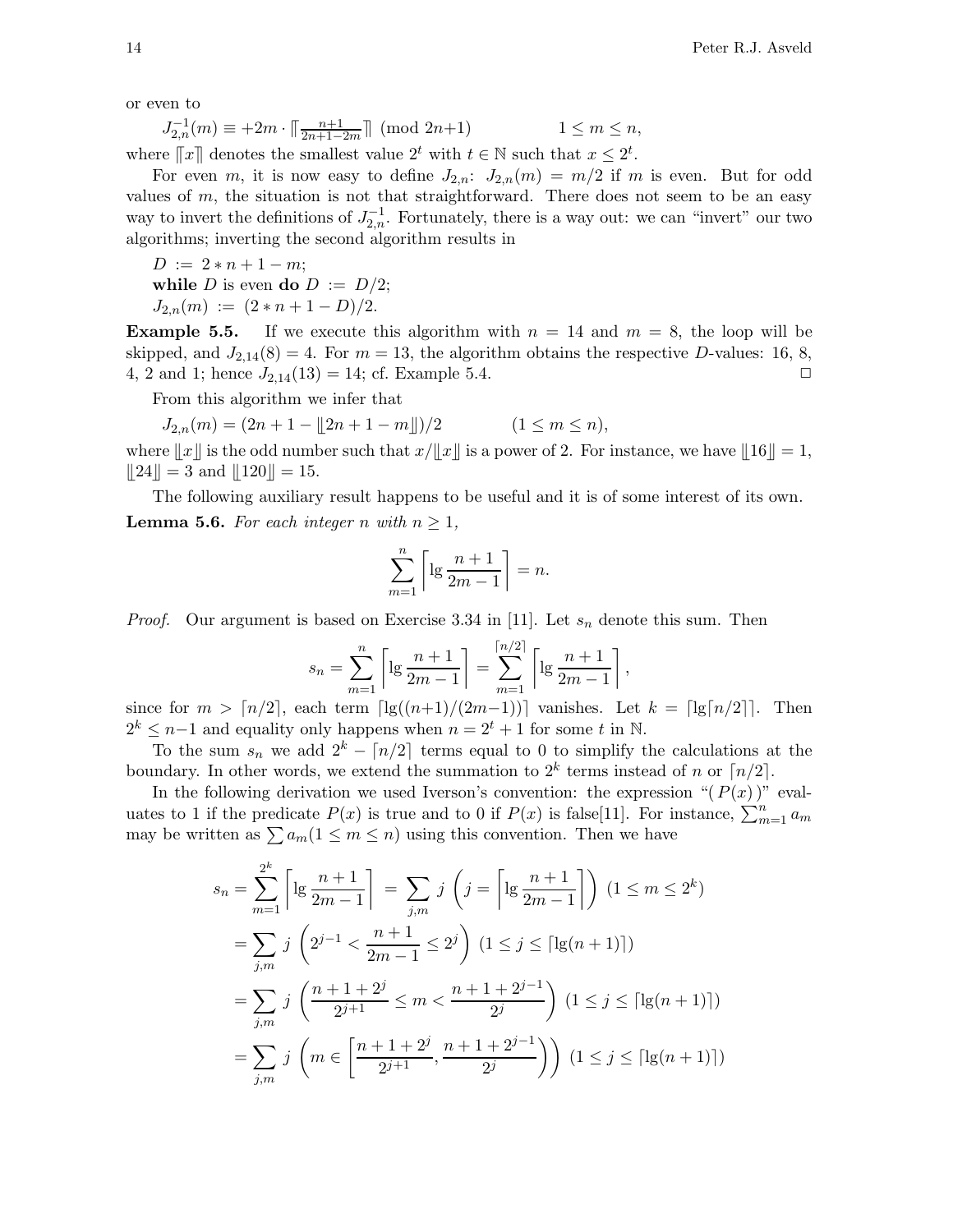or even to

$$J_{2,n}^{-1}(m) \equiv +2m \cdot \left\lceil\!\left\lceil \tfrac{n+1}{2n+1-2m} \right\rceil\!\right\rceil \pmod{2n+1} \qquad\qquad 1 \le m \le n,$$

where $\lceil\!\lceil x \rceil\!\rceil$ denotes the smallest value $2^t$ with $t \in \mathbb{N}$ such that $x \le 2^t$.

For even $m$, it is now easy to define $J_{2,n}$: $J_{2,n}(m) = m/2$ if $m$ is even. But for odd values of $m$, the situation is not that straightforward. There does not seem to be an easy way to invert the definitions of $J_{2,n}^{-1}$. Fortunately, there is a way out: we can "invert" our two algorithms; inverting the second algorithm results in

```
D := 2 * n + 1 − m;
while D is even do D := D/2;
J_{2,n}(m) := (2 * n + 1 − D)/2.
```

**Example 5.5.** If we execute this algorithm with $n = 14$ and $m = 8$, the loop will be skipped, and $J_{2,14}(8) = 4$. For $m = 13$, the algorithm obtains the respective $D$-values: 16, 8, 4, 2 and 1; hence $J_{2,14}(13) = 14$; cf. Example 5.4. □

From this algorithm we infer that

$$J_{2,n}(m) = (2n + 1 - \lfloor\!\lfloor 2n + 1 - m \rfloor\!\rfloor)/2 \qquad\qquad (1 \le m \le n),$$

where $\lfloor\!\lfloor x \rfloor\!\rfloor$ is the odd number such that $x/\lfloor\!\lfloor x \rfloor\!\rfloor$ is a power of 2. For instance, we have $\lfloor\!\lfloor 16 \rfloor\!\rfloor = 1$, $\lfloor\!\lfloor 24 \rfloor\!\rfloor = 3$ and $\lfloor\!\lfloor 120 \rfloor\!\rfloor = 15$.

The following auxiliary result happens to be useful and it is of some interest of its own.

**Lemma 5.6.** *For each integer $n$ with $n \ge 1$,*

$$\sum_{m=1}^{n} \left\lceil \lg \frac{n+1}{2m-1} \right\rceil = n.$$

*Proof.* Our argument is based on Exercise 3.34 in [11]. Let $s_n$ denote this sum. Then

$$s_n = \sum_{m=1}^{n} \left\lceil \lg \frac{n+1}{2m-1} \right\rceil = \sum_{m=1}^{\lceil n/2 \rceil} \left\lceil \lg \frac{n+1}{2m-1} \right\rceil,$$

since for $m > \lceil n/2 \rceil$, each term $\lceil \lg((n+1)/(2m-1)) \rceil$ vanishes. Let $k = \lceil \lg \lceil n/2 \rceil \rceil$. Then $2^k \le n-1$ and equality only happens when $n = 2^t + 1$ for some $t$ in $\mathbb{N}$.

To the sum $s_n$ we add $2^k - \lceil n/2 \rceil$ terms equal to 0 to simplify the calculations at the boundary. In other words, we extend the summation to $2^k$ terms instead of $n$ or $\lceil n/2 \rceil$.

In the following derivation we used Iverson's convention: the expression "$(\,P(x)\,)$" evaluates to 1 if the predicate $P(x)$ is true and to 0 if $P(x)$ is false[11]. For instance, $\sum_{m=1}^{n} a_m$ may be written as $\sum a_m (1 \le m \le n)$ using this convention. Then we have

$$\begin{aligned}
s_n = \sum_{m=1}^{2^k} \left\lceil \lg \frac{n+1}{2m-1} \right\rceil \;&=\; \sum_{j,m} j \, \left( j = \left\lceil \lg \frac{n+1}{2m-1} \right\rceil \right) \, (1 \le m \le 2^k) \\
&= \sum_{j,m} j \, \left( 2^{j-1} < \frac{n+1}{2m-1} \le 2^j \right) \, (1 \le j \le \lceil \lg(n+1) \rceil) \\
&= \sum_{j,m} j \, \left( \frac{n+1+2^j}{2^{j+1}} \le m < \frac{n+1+2^{j-1}}{2^j} \right) \, (1 \le j \le \lceil \lg(n+1) \rceil) \\
&= \sum_{j,m} j \, \left( m \in \left[ \frac{n+1+2^j}{2^{j+1}}, \frac{n+1+2^{j-1}}{2^j} \right) \right) \, (1 \le j \le \lceil \lg(n+1) \rceil)
\end{aligned}$$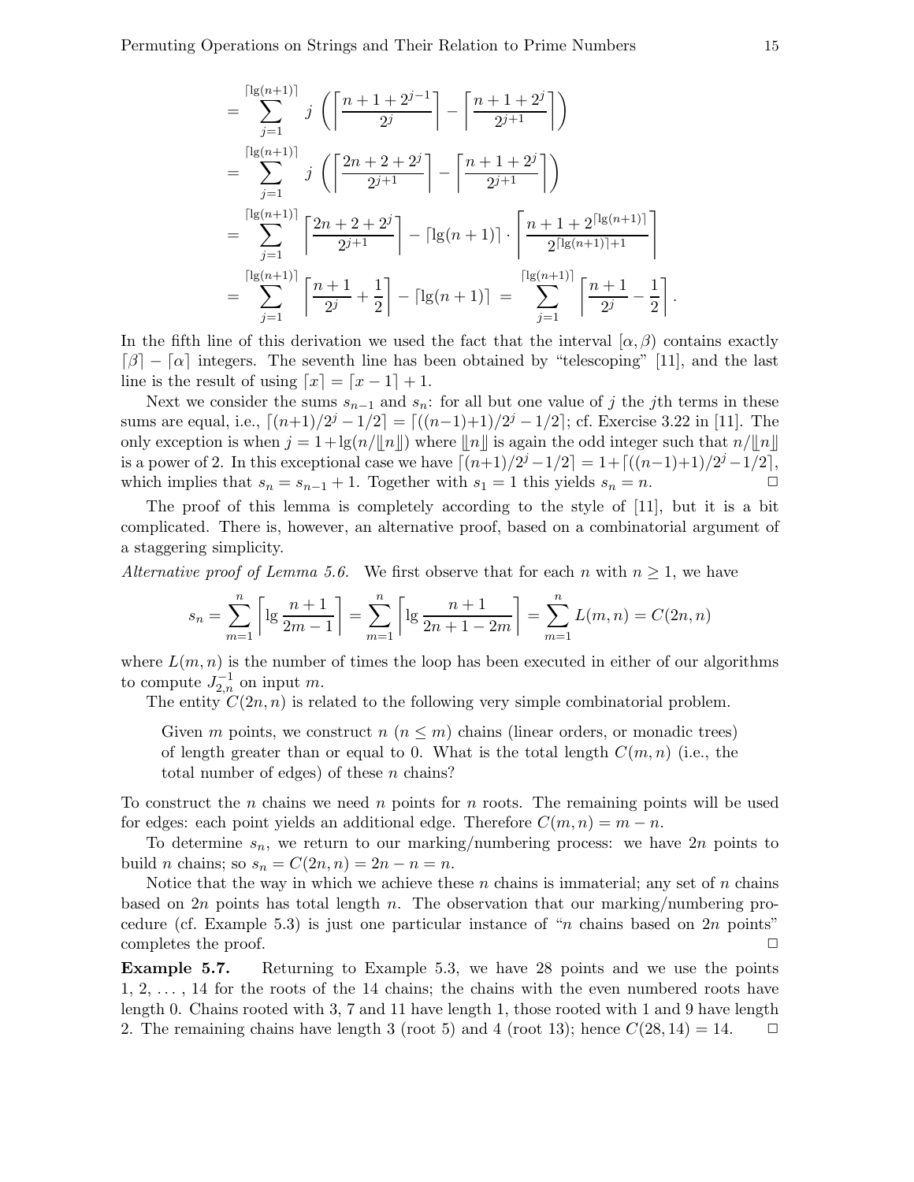$$
\begin{aligned}
&= \sum_{j=1}^{\lceil \lg(n+1) \rceil} j \left( \left\lceil \frac{n+1+2^{j-1}}{2^j} \right\rceil - \left\lceil \frac{n+1+2^j}{2^{j+1}} \right\rceil \right) \\
&= \sum_{j=1}^{\lceil \lg(n+1) \rceil} j \left( \left\lceil \frac{2n+2+2^{j}}{2^{j+1}} \right\rceil - \left\lceil \frac{n+1+2^j}{2^{j+1}} \right\rceil \right) \\
&= \sum_{j=1}^{\lceil \lg(n+1) \rceil} \left\lceil \frac{2n+2+2^{j}}{2^{j+1}} \right\rceil - \lceil \lg(n+1) \rceil \cdot \left\lceil \frac{n+1+2^{\lceil \lg(n+1) \rceil}}{2^{\lceil \lg(n+1) \rceil + 1}} \right\rceil \\
&= \sum_{j=1}^{\lceil \lg(n+1) \rceil} \left\lceil \frac{n+1}{2^j} + \frac{1}{2} \right\rceil - \lceil \lg(n+1) \rceil \ = \ \sum_{j=1}^{\lceil \lg(n+1) \rceil} \left\lceil \frac{n+1}{2^j} - \frac{1}{2} \right\rceil .
\end{aligned}
$$

In the fifth line of this derivation we used the fact that the interval $[\alpha, \beta)$ contains exactly $\lceil \beta \rceil - \lceil \alpha \rceil$ integers. The seventh line has been obtained by "telescoping" [11], and the last line is the result of using $\lceil x \rceil = \lceil x - 1 \rceil + 1$.

Next we consider the sums $s_{n-1}$ and $s_n$: for all but one value of $j$ the $j$th terms in these sums are equal, i.e., $\lceil (n+1)/2^j - 1/2 \rceil = \lceil ((n-1)+1)/2^j - 1/2 \rceil$; cf. Exercise 3.22 in [11]. The only exception is when $j = 1 + \lg(n/\llbracket n \rrbracket)$ where $\llbracket n \rrbracket$ is again the odd integer such that $n/\llbracket n \rrbracket$ is a power of 2. In this exceptional case we have $\lceil (n+1)/2^j - 1/2 \rceil = 1 + \lceil ((n-1)+1)/2^j - 1/2 \rceil$, which implies that $s_n = s_{n-1} + 1$. Together with $s_1 = 1$ this yields $s_n = n$. $\square$

The proof of this lemma is completely according to the style of [11], but it is a bit complicated. There is, however, an alternative proof, based on a combinatorial argument of a staggering simplicity.

*Alternative proof of Lemma 5.6.* We first observe that for each $n$ with $n \geq 1$, we have

$$
s_n = \sum_{m=1}^{n} \left\lceil \lg \frac{n+1}{2m-1} \right\rceil = \sum_{m=1}^{n} \left\lceil \lg \frac{n+1}{2n+1-2m} \right\rceil = \sum_{m=1}^{n} L(m,n) = C(2n, n)
$$

where $L(m,n)$ is the number of times the loop has been executed in either of our algorithms to compute $J_{2,n}^{-1}$ on input $m$.

The entity $C(2n, n)$ is related to the following very simple combinatorial problem.

> Given $m$ points, we construct $n$ ($n \leq m$) chains (linear orders, or monadic trees) of length greater than or equal to 0. What is the total length $C(m,n)$ (i.e., the total number of edges) of these $n$ chains?

To construct the $n$ chains we need $n$ points for $n$ roots. The remaining points will be used for edges: each point yields an additional edge. Therefore $C(m,n) = m - n$.

To determine $s_n$, we return to our marking/numbering process: we have $2n$ points to build $n$ chains; so $s_n = C(2n, n) = 2n - n = n$.

Notice that the way in which we achieve these $n$ chains is immaterial; any set of $n$ chains based on $2n$ points has total length $n$. The observation that our marking/numbering procedure (cf. Example 5.3) is just one particular instance of "$n$ chains based on $2n$ points" completes the proof. $\square$

**Example 5.7.** Returning to Example 5.3, we have 28 points and we use the points 1, 2, … , 14 for the roots of the 14 chains; the chains with the even numbered roots have length 0. Chains rooted with 3, 7 and 11 have length 1, those rooted with 1 and 9 have length 2. The remaining chains have length 3 (root 5) and 4 (root 13); hence $C(28, 14) = 14$. $\square$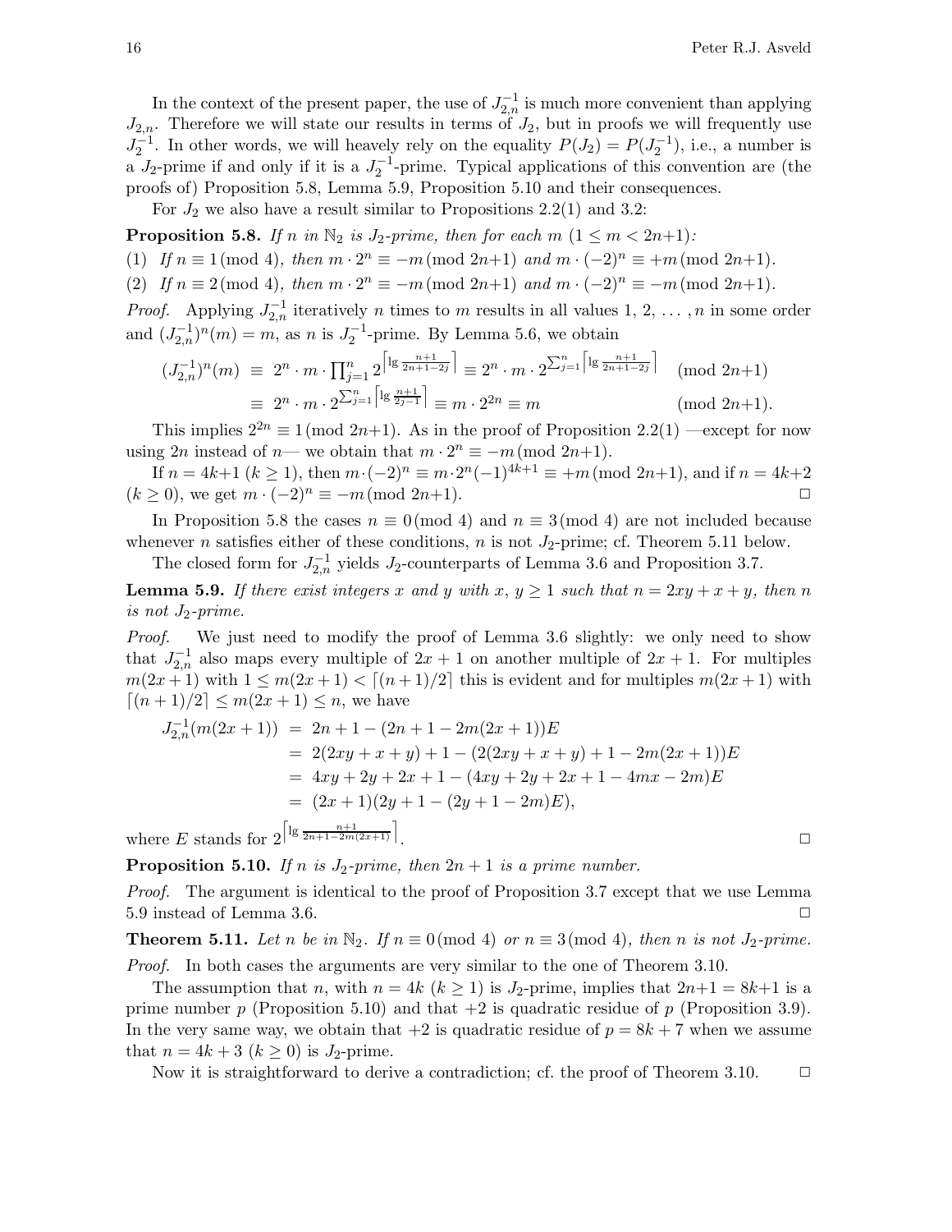In the context of the present paper, the use of $J_{2,n}^{-1}$ is much more convenient than applying $J_{2,n}$. Therefore we will state our results in terms of $J_2$, but in proofs we will frequently use $J_2^{-1}$. In other words, we will heavily rely on the equality $P(J_2) = P(J_2^{-1})$, i.e., a number is a $J_2$-prime if and only if it is a $J_2^{-1}$-prime. Typical applications of this convention are (the proofs of) Proposition 5.8, Lemma 5.9, Proposition 5.10 and their consequences.

For $J_2$ we also have a result similar to Propositions 2.2(1) and 3.2:

**Proposition 5.8.** *If $n$ in $\mathbb{N}_2$ is $J_2$-prime, then for each $m$ $(1 \leq m < 2n{+}1)$:*

(1) *If $n \equiv 1 \pmod 4$, then $m \cdot 2^n \equiv -m \pmod{2n{+}1}$ and $m \cdot (-2)^n \equiv +m \pmod{2n{+}1}$.*

(2) *If $n \equiv 2 \pmod 4$, then $m \cdot 2^n \equiv -m \pmod{2n{+}1}$ and $m \cdot (-2)^n \equiv -m \pmod{2n{+}1}$.*

*Proof.* Applying $J_{2,n}^{-1}$ iteratively $n$ times to $m$ results in all values $1, 2, \ldots, n$ in some order and $(J_{2,n}^{-1})^n(m) = m$, as $n$ is $J_2^{-1}$-prime. By Lemma 5.6, we obtain

$$
\begin{aligned}
(J_{2,n}^{-1})^n(m) &\equiv 2^n \cdot m \cdot \prod_{j=1}^{n} 2^{\left\lceil \lg \frac{n+1}{2n+1-2j} \right\rceil} \equiv 2^n \cdot m \cdot 2^{\sum_{j=1}^{n} \left\lceil \lg \frac{n+1}{2n+1-2j} \right\rceil} \pmod{2n{+}1} \\
&\equiv 2^n \cdot m \cdot 2^{\sum_{j=1}^{n} \left\lceil \lg \frac{n+1}{2j-1} \right\rceil} \equiv m \cdot 2^{2n} \equiv m \pmod{2n{+}1}.
\end{aligned}
$$

This implies $2^{2n} \equiv 1 \pmod{2n{+}1}$. As in the proof of Proposition 2.2(1) —except for now using $2n$ instead of $n$— we obtain that $m \cdot 2^n \equiv -m \pmod{2n{+}1}$.

If $n = 4k{+}1$ $(k \geq 1)$, then $m \cdot (-2)^n \equiv m \cdot 2^n (-1)^{4k+1} \equiv +m \pmod{2n{+}1}$, and if $n = 4k{+}2$ $(k \geq 0)$, we get $m \cdot (-2)^n \equiv -m \pmod{2n{+}1}$. □

In Proposition 5.8 the cases $n \equiv 0 \pmod 4$ and $n \equiv 3 \pmod 4$ are not included because whenever $n$ satisfies either of these conditions, $n$ is not $J_2$-prime; cf. Theorem 5.11 below.

The closed form for $J_{2,n}^{-1}$ yields $J_2$-counterparts of Lemma 3.6 and Proposition 3.7.

**Lemma 5.9.** *If there exist integers $x$ and $y$ with $x, y \geq 1$ such that $n = 2xy + x + y$, then $n$ is not $J_2$-prime.*

*Proof.* We just need to modify the proof of Lemma 3.6 slightly: we only need to show that $J_{2,n}^{-1}$ also maps every multiple of $2x+1$ on another multiple of $2x+1$. For multiples $m(2x+1)$ with $1 \leq m(2x+1) < \lceil (n+1)/2 \rceil$ this is evident and for multiples $m(2x+1)$ with $\lceil (n+1)/2 \rceil \leq m(2x+1) \leq n$, we have

$$
\begin{aligned}
J_{2,n}^{-1}(m(2x+1)) &= 2n+1-(2n+1-2m(2x+1))E \\
&= 2(2xy+x+y)+1-(2(2xy+x+y)+1-2m(2x+1))E \\
&= 4xy+2y+2x+1-(4xy+2y+2x+1-4mx-2m)E \\
&= (2x+1)(2y+1-(2y+1-2m)E),
\end{aligned}
$$

where $E$ stands for $2^{\left\lceil \lg \frac{n+1}{2n+1-2m(2x+1)} \right\rceil}$. □

**Proposition 5.10.** *If $n$ is $J_2$-prime, then $2n+1$ is a prime number.*

*Proof.* The argument is identical to the proof of Proposition 3.7 except that we use Lemma 5.9 instead of Lemma 3.6. □

**Theorem 5.11.** *Let $n$ be in $\mathbb{N}_2$. If $n \equiv 0 \pmod 4$ or $n \equiv 3 \pmod 4$, then $n$ is not $J_2$-prime.*

*Proof.* In both cases the arguments are very similar to the one of Theorem 3.10.

The assumption that $n$, with $n = 4k$ $(k \geq 1)$ is $J_2$-prime, implies that $2n{+}1 = 8k{+}1$ is a prime number $p$ (Proposition 5.10) and that $+2$ is quadratic residue of $p$ (Proposition 3.9). In the very same way, we obtain that $+2$ is quadratic residue of $p = 8k+7$ when we assume that $n = 4k+3$ $(k \geq 0)$ is $J_2$-prime.

Now it is straightforward to derive a contradiction; cf. the proof of Theorem 3.10. □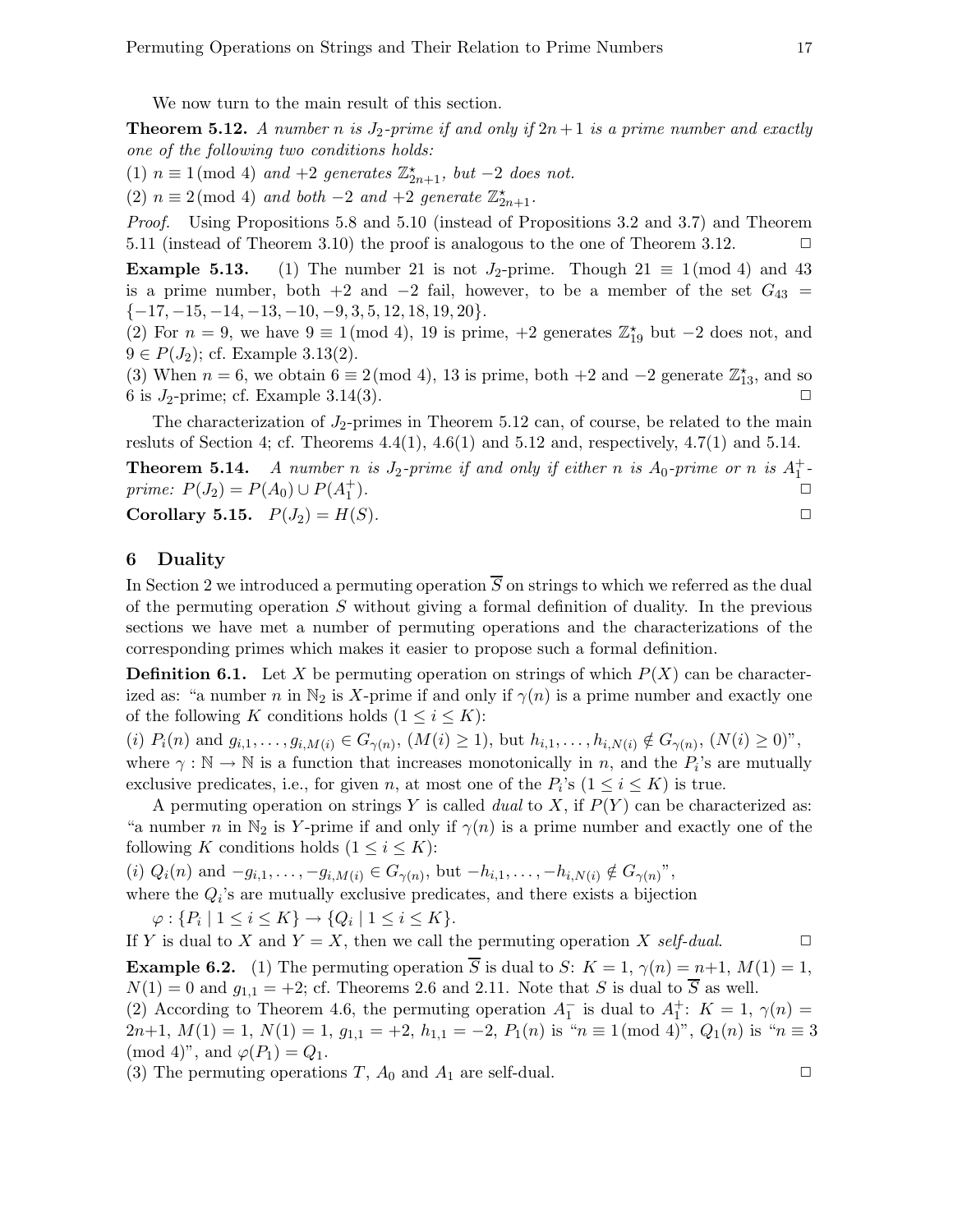We now turn to the main result of this section.

**Theorem 5.12.** *A number $n$ is $J_2$-prime if and only if $2n+1$ is a prime number and exactly one of the following two conditions holds:*

(1) $n \equiv 1 \pmod 4$ *and* $+2$ *generates* $\mathbb{Z}^\star_{2n+1}$*, but* $-2$ *does not.*

(2) $n \equiv 2 \pmod 4$ *and both* $-2$ *and* $+2$ *generate* $\mathbb{Z}^\star_{2n+1}$*.*

*Proof.* Using Propositions 5.8 and 5.10 (instead of Propositions 3.2 and 3.7) and Theorem 5.11 (instead of Theorem 3.10) the proof is analogous to the one of Theorem 3.12. □

**Example 5.13.** (1) The number 21 is not $J_2$-prime. Though $21 \equiv 1 \pmod 4$ and 43 is a prime number, both $+2$ and $-2$ fail, however, to be a member of the set $G_{43} = \{-17, -15, -14, -13, -10, -9, 3, 5, 12, 18, 19, 20\}$.

(2) For $n = 9$, we have $9 \equiv 1 \pmod 4$, 19 is prime, $+2$ generates $\mathbb{Z}^\star_{19}$ but $-2$ does not, and $9 \in P(J_2)$; cf. Example 3.13(2).

(3) When $n = 6$, we obtain $6 \equiv 2 \pmod 4$, 13 is prime, both $+2$ and $-2$ generate $\mathbb{Z}^\star_{13}$, and so 6 is $J_2$-prime; cf. Example 3.14(3). □

The characterization of $J_2$-primes in Theorem 5.12 can, of course, be related to the main resluts of Section 4; cf. Theorems 4.4(1), 4.6(1) and 5.12 and, respectively, 4.7(1) and 5.14.

**Theorem 5.14.** *A number $n$ is $J_2$-prime if and only if either $n$ is $A_0$-prime or $n$ is $A_1^+$-prime: $P(J_2) = P(A_0) \cup P(A_1^+)$.* □

**Corollary 5.15.** $P(J_2) = H(S)$. □

## 6 Duality

In Section 2 we introduced a permuting operation $\overline{S}$ on strings to which we referred as the dual of the permuting operation $S$ without giving a formal definition of duality. In the previous sections we have met a number of permuting operations and the characterizations of the corresponding primes which makes it easier to propose such a formal definition.

**Definition 6.1.** Let $X$ be permuting operation on strings of which $P(X)$ can be characterized as: "a number $n$ in $\mathbb{N}_2$ is $X$-prime if and only if $\gamma(n)$ is a prime number and exactly one of the following $K$ conditions holds ($1 \leq i \leq K$):

($i$) $P_i(n)$ and $g_{i,1}, \ldots, g_{i,M(i)} \in G_{\gamma(n)}$, ($M(i) \geq 1$), but $h_{i,1}, \ldots, h_{i,N(i)} \notin G_{\gamma(n)}$, ($N(i) \geq 0$)",

where $\gamma : \mathbb{N} \to \mathbb{N}$ is a function that increases monotonically in $n$, and the $P_i$'s are mutually exclusive predicates, i.e., for given $n$, at most one of the $P_i$'s ($1 \leq i \leq K$) is true.

A permuting operation on strings $Y$ is called *dual* to $X$, if $P(Y)$ can be characterized as: "a number $n$ in $\mathbb{N}_2$ is $Y$-prime if and only if $\gamma(n)$ is a prime number and exactly one of the following $K$ conditions holds ($1 \leq i \leq K$):

($i$) $Q_i(n)$ and $-g_{i,1}, \ldots, -g_{i,M(i)} \in G_{\gamma(n)}$, but $-h_{i,1}, \ldots, -h_{i,N(i)} \notin G_{\gamma(n)}$",

where the $Q_i$'s are mutually exclusive predicates, and there exists a bijection

$\varphi : \{P_i \mid 1 \leq i \leq K\} \to \{Q_i \mid 1 \leq i \leq K\}$.

If $Y$ is dual to $X$ and $Y = X$, then we call the permuting operation $X$ *self-dual*. □

**Example 6.2.** (1) The permuting operation $\overline{S}$ is dual to $S$: $K = 1$, $\gamma(n) = n+1$, $M(1) = 1$, $N(1) = 0$ and $g_{1,1} = +2$; cf. Theorems 2.6 and 2.11. Note that $S$ is dual to $\overline{S}$ as well.

(2) According to Theorem 4.6, the permuting operation $A_1^-$ is dual to $A_1^+$: $K = 1$, $\gamma(n) = 2n+1$, $M(1) = 1$, $N(1) = 1$, $g_{1,1} = +2$, $h_{1,1} = -2$, $P_1(n)$ is "$n \equiv 1 \pmod 4$", $Q_1(n)$ is "$n \equiv 3 \pmod 4$", and $\varphi(P_1) = Q_1$.

(3) The permuting operations $T$, $A_0$ and $A_1$ are self-dual. □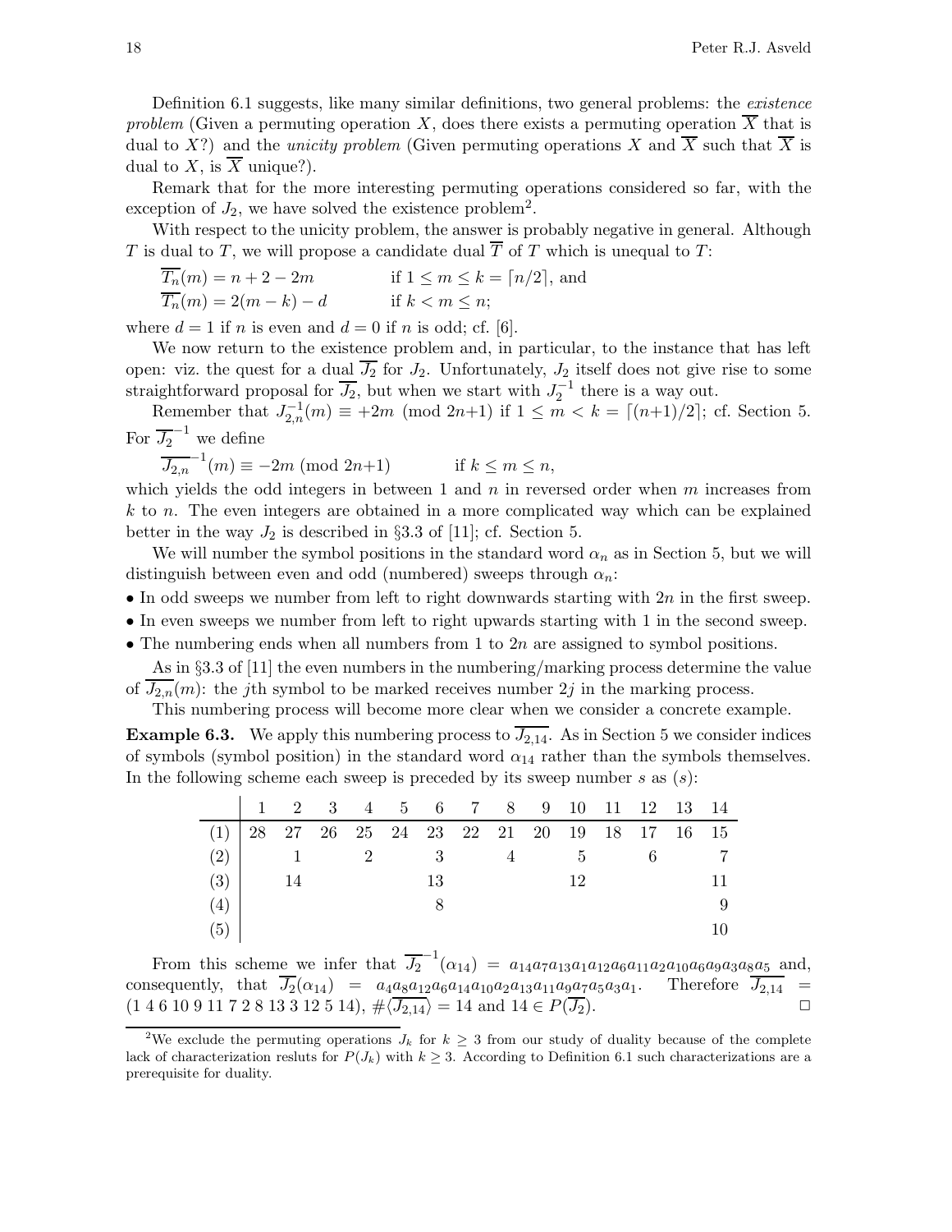Definition 6.1 suggests, like many similar definitions, two general problems: the *existence problem* (Given a permuting operation $X$, does there exists a permuting operation $\overline{X}$ that is dual to $X$?) and the *unicity problem* (Given permuting operations $X$ and $\overline{X}$ such that $\overline{X}$ is dual to $X$, is $\overline{X}$ unique?).

Remark that for the more interesting permuting operations considered so far, with the exception of $J_2$, we have solved the existence problem[2].

With respect to the unicity problem, the answer is probably negative in general. Although $T$ is dual to $T$, we will propose a candidate dual $\overline{T}$ of $T$ which is unequal to $T$:

$$\overline{T_n}(m) = n + 2 - 2m \qquad \text{if } 1 \leq m \leq k = \lceil n/2 \rceil, \text{ and}$$
$$\overline{T_n}(m) = 2(m-k) - d \qquad \text{if } k < m \leq n;$$

where $d = 1$ if $n$ is even and $d = 0$ if $n$ is odd; cf. [6].

We now return to the existence problem and, in particular, to the instance that has left open: viz. the quest for a dual $\overline{J_2}$ for $J_2$. Unfortunately, $J_2$ itself does not give rise to some straightforward proposal for $\overline{J_2}$, but when we start with $J_2^{-1}$ there is a way out.

Remember that $J_{2,n}^{-1}(m) \equiv +2m \pmod{2n{+}1}$ if $1 \leq m < k = \lceil (n{+}1)/2 \rceil$; cf. Section 5. For $\overline{J_2}^{-1}$ we define

$$\overline{J_{2,n}}^{-1}(m) \equiv -2m \pmod{2n{+}1} \qquad \text{if } k \leq m \leq n,$$

which yields the odd integers in between 1 and $n$ in reversed order when $m$ increases from $k$ to $n$. The even integers are obtained in a more complicated way which can be explained better in the way $J_2$ is described in §3.3 of [11]; cf. Section 5.

We will number the symbol positions in the standard word $\alpha_n$ as in Section 5, but we will distinguish between even and odd (numbered) sweeps through $\alpha_n$:

- In odd sweeps we number from left to right downwards starting with $2n$ in the first sweep.
- In even sweeps we number from left to right upwards starting with 1 in the second sweep.
- The numbering ends when all numbers from 1 to $2n$ are assigned to symbol positions.

As in §3.3 of [11] the even numbers in the numbering/marking process determine the value of $\overline{J_{2,n}}(m)$: the $j$th symbol to be marked receives number $2j$ in the marking process.

This numbering process will become more clear when we consider a concrete example.

**Example 6.3.** We apply this numbering process to $\overline{J_{2,14}}$. As in Section 5 we consider indices of symbols (symbol position) in the standard word $\alpha_{14}$ rather than the symbols themselves. In the following scheme each sweep is preceded by its sweep number $s$ as $(s)$:

| | 1 | 2 | 3 | 4 | 5 | 6 | 7 | 8 | 9 | 10 | 11 | 12 | 13 | 14 |
|---|---|---|---|---|---|---|---|---|---|---|---|---|---|---|
| (1) | 28 | 27 | 26 | 25 | 24 | 23 | 22 | 21 | 20 | 19 | 18 | 17 | 16 | 15 |
| (2) | | 1 | | 2 | | 3 | | 4 | | 5 | | 6 | | 7 |
| (3) | | 14 | | | | 13 | | | | 12 | | | | 11 |
| (4) | | | | | | 8 | | | | | | | | 9 |
| (5) | | | | | | | | | | | | | | 10 |

From this scheme we infer that $\overline{J_2}^{-1}(\alpha_{14}) = a_{14}a_7a_{13}a_1a_{12}a_6a_{11}a_2a_{10}a_6a_9a_3a_8a_5$ and, consequently, that $\overline{J_2}(\alpha_{14}) = a_4a_8a_{12}a_6a_{14}a_{10}a_2a_{13}a_{11}a_9a_7a_5a_3a_1$. Therefore $\overline{J_{2,14}} = (1\ 4\ 6\ 10\ 9\ 11\ 7\ 2\ 8\ 13\ 3\ 12\ 5\ 14)$, $\#\langle\overline{J_{2,14}}\rangle = 14$ and $14 \in P(\overline{J_2})$. □

---

[2] We exclude the permuting operations $J_k$ for $k \geq 3$ from our study of duality because of the complete lack of characterization resluts for $P(J_k)$ with $k \geq 3$. According to Definition 6.1 such characterizations are a prerequisite for duality.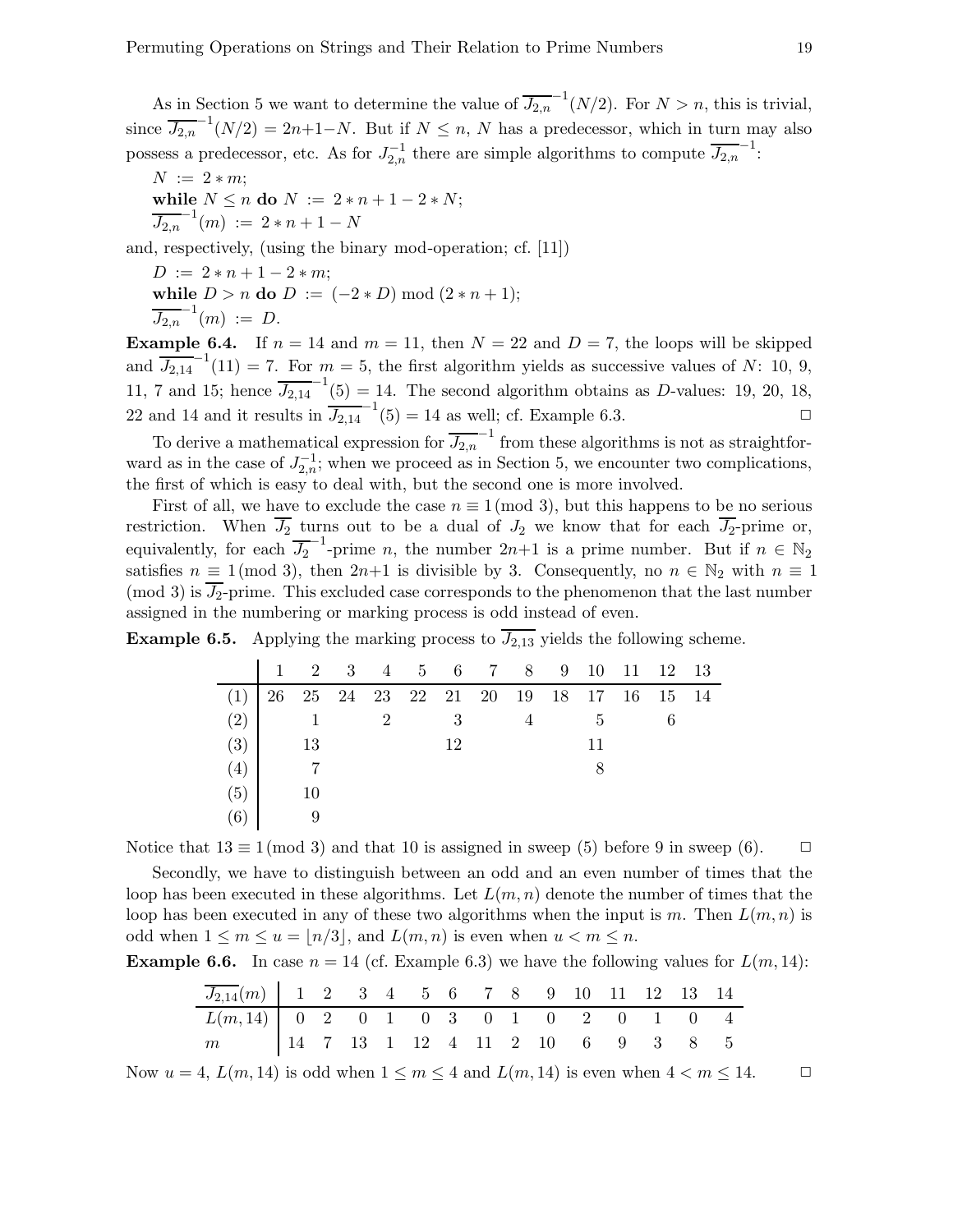As in Section 5 we want to determine the value of $\overline{J_{2,n}}^{-1}(N/2)$. For $N > n$, this is trivial, since $\overline{J_{2,n}}^{-1}(N/2) = 2n{+}1{-}N$. But if $N \leq n$, $N$ has a predecessor, which in turn may also possess a predecessor, etc. As for $J_{2,n}^{-1}$ there are simple algorithms to compute $\overline{J_{2,n}}^{-1}$:

$N := 2 * m;$
**while** $N \leq n$ **do** $N := 2 * n + 1 - 2 * N;$
$\overline{J_{2,n}}^{-1}(m) := 2 * n + 1 - N$

and, respectively, (using the binary mod-operation; cf. [11])

$D := 2 * n + 1 - 2 * m;$
**while** $D > n$ **do** $D := (-2 * D) \bmod (2 * n + 1);$
$\overline{J_{2,n}}^{-1}(m) := D.$

**Example 6.4.** If $n = 14$ and $m = 11$, then $N = 22$ and $D = 7$, the loops will be skipped and $\overline{J_{2,14}}^{-1}(11) = 7$. For $m = 5$, the first algorithm yields as successive values of $N$: 10, 9, 11, 7 and 15; hence $\overline{J_{2,14}}^{-1}(5) = 14$. The second algorithm obtains as $D$-values: 19, 20, 18, 22 and 14 and it results in $\overline{J_{2,14}}^{-1}(5) = 14$ as well; cf. Example 6.3. □

To derive a mathematical expression for $\overline{J_{2,n}}^{-1}$ from these algorithms is not as straightforward as in the case of $J_{2,n}^{-1}$; when we proceed as in Section 5, we encounter two complications, the first of which is easy to deal with, but the second one is more involved.

First of all, we have to exclude the case $n \equiv 1 \pmod 3$, but this happens to be no serious restriction. When $\overline{J_2}$ turns out to be a dual of $J_2$ we know that for each $\overline{J_2}$-prime or, equivalently, for each $\overline{J_2}^{-1}$-prime $n$, the number $2n{+}1$ is a prime number. But if $n \in \mathbb{N}_2$ satisfies $n \equiv 1 \pmod 3$, then $2n{+}1$ is divisible by 3. Consequently, no $n \in \mathbb{N}_2$ with $n \equiv 1 \pmod 3$ is $\overline{J_2}$-prime. This excluded case corresponds to the phenomenon that the last number assigned in the numbering or marking process is odd instead of even.

**Example 6.5.** Applying the marking process to $\overline{J_{2,13}}$ yields the following scheme.

| | 1 | 2 | 3 | 4 | 5 | 6 | 7 | 8 | 9 | 10 | 11 | 12 | 13 |
|---|---|---|---|---|---|---|---|---|---|---|---|---|---|
| (1) | 26 | 25 | 24 | 23 | 22 | 21 | 20 | 19 | 18 | 17 | 16 | 15 | 14 |
| (2) | | 1 | | 2 | | 3 | | 4 | | 5 | | 6 | |
| (3) | | 13 | | | | 12 | | | | 11 | | | |
| (4) | | 7 | | | | | | | | 8 | | | |
| (5) | | 10 | | | | | | | | | | | |
| (6) | | 9 | | | | | | | | | | | |

Notice that $13 \equiv 1 \pmod 3$ and that 10 is assigned in sweep (5) before 9 in sweep (6). □

Secondly, we have to distinguish between an odd and an even number of times that the loop has been executed in these algorithms. Let $L(m,n)$ denote the number of times that the loop has been executed in any of these two algorithms when the input is $m$. Then $L(m,n)$ is odd when $1 \leq m \leq u = \lfloor n/3 \rfloor$, and $L(m,n)$ is even when $u < m \leq n$.

**Example 6.6.** In case $n = 14$ (cf. Example 6.3) we have the following values for $L(m,14)$:

| $\overline{J_{2,14}}(m)$ | 1 | 2 | 3 | 4 | 5 | 6 | 7 | 8 | 9 | 10 | 11 | 12 | 13 | 14 |
|---|---|---|---|---|---|---|---|---|---|---|---|---|---|---|
| $L(m,14)$ | 0 | 2 | 0 | 1 | 0 | 3 | 0 | 1 | 0 | 2 | 0 | 1 | 0 | 4 |
| $m$ | 14 | 7 | 13 | 1 | 12 | 4 | 11 | 2 | 10 | 6 | 9 | 3 | 8 | 5 |

Now $u = 4$, $L(m,14)$ is odd when $1 \leq m \leq 4$ and $L(m,14)$ is even when $4 < m \leq 14$. □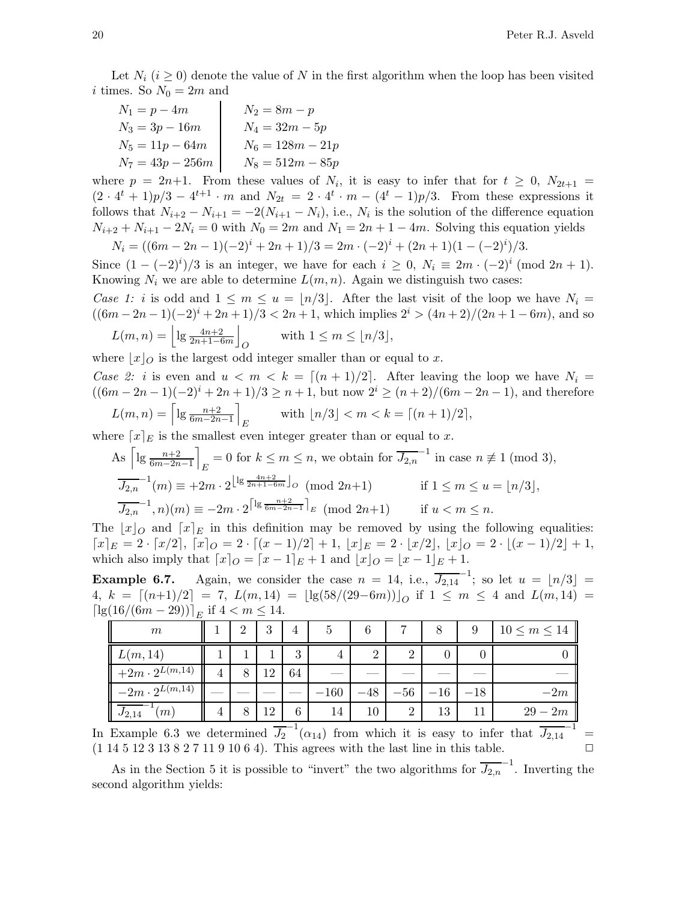Let $N_i$ ($i \geq 0$) denote the value of $N$ in the first algorithm when the loop has been visited $i$ times. So $N_0 = 2m$ and

$$
\begin{array}{l|l}
N_1 = p - 4m & N_2 = 8m - p \\
N_3 = 3p - 16m & N_4 = 32m - 5p \\
N_5 = 11p - 64m & N_6 = 128m - 21p \\
N_7 = 43p - 256m & N_8 = 512m - 85p
\end{array}
$$

where $p = 2n+1$. From these values of $N_i$, it is easy to infer that for $t \geq 0$, $N_{2t+1} = (2 \cdot 4^t + 1)p/3 - 4^{t+1} \cdot m$ and $N_{2t} = 2 \cdot 4^t \cdot m - (4^t - 1)p/3$. From these expressions it follows that $N_{i+2} - N_{i+1} = -2(N_{i+1} - N_i)$, i.e., $N_i$ is the solution of the difference equation $N_{i+2} + N_{i+1} - 2N_i = 0$ with $N_0 = 2m$ and $N_1 = 2n + 1 - 4m$. Solving this equation yields

$$N_i = ((6m - 2n - 1)(-2)^i + 2n + 1)/3 = 2m \cdot (-2)^i + (2n + 1)(1 - (-2)^i)/3.$$

Since $(1 - (-2)^i)/3$ is an integer, we have for each $i \geq 0$, $N_i \equiv 2m \cdot (-2)^i \pmod{2n + 1}$. Knowing $N_i$ we are able to determine $L(m, n)$. Again we distinguish two cases:

*Case 1:* $i$ is odd and $1 \leq m \leq u = \lfloor n/3 \rfloor$. After the last visit of the loop we have $N_i = ((6m - 2n - 1)(-2)^i + 2n + 1)/3 < 2n + 1$, which implies $2^i > (4n + 2)/(2n + 1 - 6m)$, and so

$$L(m, n) = \left\lfloor \lg \tfrac{4n+2}{2n+1-6m} \right\rfloor_O \qquad \text{with } 1 \leq m \leq \lfloor n/3 \rfloor,$$

where $\lfloor x \rfloor_O$ is the largest odd integer smaller than or equal to $x$.

*Case 2:* $i$ is even and $u < m < k = \lceil (n + 1)/2 \rceil$. After leaving the loop we have $N_i = ((6m - 2n - 1)(-2)^i + 2n + 1)/3 \geq n + 1$, but now $2^i \geq (n + 2)/(6m - 2n - 1)$, and therefore

$$L(m, n) = \left\lceil \lg \tfrac{n+2}{6m-2n-1} \right\rceil_E \qquad \text{with } \lfloor n/3 \rfloor < m < k = \lceil (n + 1)/2 \rceil,$$

where $\lceil x \rceil_E$ is the smallest even integer greater than or equal to $x$.

As $\left\lceil \lg \frac{n+2}{6m-2n-1} \right\rceil_E = 0$ for $k \leq m \leq n$, we obtain for $\overline{J_{2,n}}^{-1}$ in case $n \not\equiv 1 \pmod 3$,

$$\overline{J_{2,n}}^{-1}(m) \equiv +2m \cdot 2^{\lfloor \lg \frac{4n+2}{2n+1-6m} \rfloor_O} \pmod{2n+1} \qquad \text{if } 1 \leq m \leq u = \lfloor n/3 \rfloor,$$

$$\overline{J_{2,n}}^{-1}, n)(m) \equiv -2m \cdot 2^{\lceil \lg \frac{n+2}{6m-2n-1} \rceil_E} \pmod{2n+1} \qquad \text{if } u < m \leq n.$$

The $\lfloor x \rfloor_O$ and $\lceil x \rceil_E$ in this definition may be removed by using the following equalities: $\lceil x \rceil_E = 2 \cdot \lceil x/2 \rceil$, $\lceil x \rceil_O = 2 \cdot \lceil (x - 1)/2 \rceil + 1$, $\lfloor x \rfloor_E = 2 \cdot \lfloor x/2 \rfloor$, $\lfloor x \rfloor_O = 2 \cdot \lfloor (x - 1)/2 \rfloor + 1$, which also imply that $\lceil x \rceil_O = \lceil x - 1 \rceil_E + 1$ and $\lfloor x \rfloor_O = \lfloor x - 1 \rfloor_E + 1$.

**Example 6.7.** Again, we consider the case $n = 14$, i.e., $\overline{J_{2,14}}^{-1}$; so let $u = \lfloor n/3 \rfloor = 4$, $k = \lceil (n+1)/2 \rceil = 7$, $L(m, 14) = \lfloor \lg(58/(29-6m)) \rfloor_O$ if $1 \leq m \leq 4$ and $L(m, 14) = \lceil \lg(16/(6m - 29)) \rceil_E$ if $4 < m \leq 14$.

| $m$ | 1 | 2 | 3 | 4 | 5 | 6 | 7 | 8 | 9 | $10 \leq m \leq 14$ |
|---|---|---|---|---|---|---|---|---|---|---|
| $L(m, 14)$ | 1 | 1 | 1 | 3 | 4 | 2 | 2 | 0 | 0 | 0 |
| $+2m \cdot 2^{L(m,14)}$ | 4 | 8 | 12 | 64 | — | — | — | — | — | — |
| $-2m \cdot 2^{L(m,14)}$ | — | — | — | — | $-160$ | $-48$ | $-56$ | $-16$ | $-18$ | $-2m$ |
| $\overline{J_{2,14}}^{-1}(m)$ | 4 | 8 | 12 | 6 | 14 | 10 | 2 | 13 | 11 | $29 - 2m$ |

In Example 6.3 we determined $\overline{J_2}^{-1}(\alpha_{14})$ from which it is easy to infer that $\overline{J_{2,14}}^{-1} =$ (1 14 5 12 3 13 8 2 7 11 9 10 6 4). This agrees with the last line in this table. □

As in the Section 5 it is possible to "invert" the two algorithms for $\overline{J_{2,n}}^{-1}$. Inverting the second algorithm yields: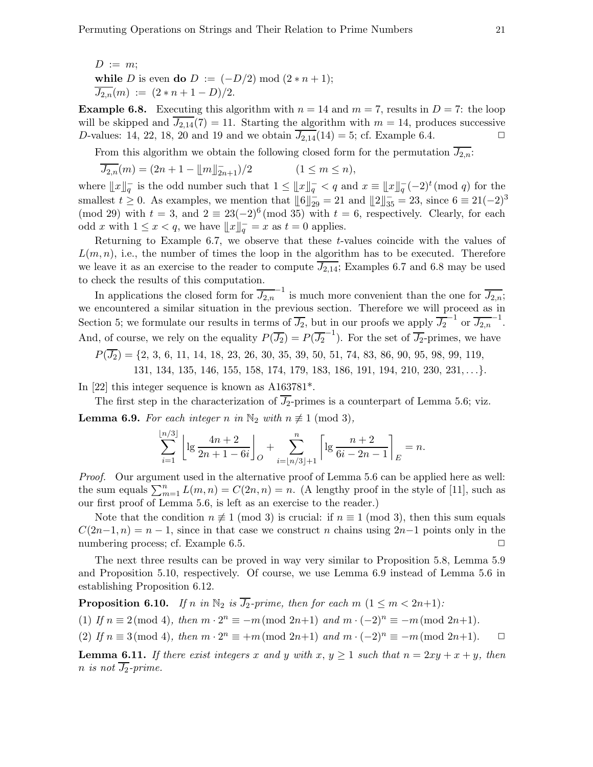$D := m$;
**while** $D$ is even **do** $D := (-D/2) \bmod (2*n+1)$;
$\overline{J_{2,n}}(m) := (2*n+1-D)/2$.

**Example 6.8.** Executing this algorithm with $n = 14$ and $m = 7$, results in $D = 7$: the loop will be skipped and $\overline{J_{2,14}}(7) = 11$. Starting the algorithm with $m = 14$, produces successive $D$-values: 14, 22, 18, 20 and 19 and we obtain $\overline{J_{2,14}}(14) = 5$; cf. Example 6.4. □

From this algorithm we obtain the following closed form for the permutation $\overline{J_{2,n}}$:

$$\overline{J_{2,n}}(m) = (2n + 1 - \llbracket m \rrbracket^-_{2n+1})/2 \qquad (1 \le m \le n),$$

where $\llbracket x \rrbracket^-_q$ is the odd number such that $1 \le \llbracket x \rrbracket^-_q < q$ and $x \equiv \llbracket x \rrbracket^-_q (-2)^t \pmod q$ for the smallest $t \ge 0$. As examples, we mention that $\llbracket 6 \rrbracket^-_{29} = 21$ and $\llbracket 2 \rrbracket^-_{35} = 23$, since $6 \equiv 21(-2)^3 \pmod{29}$ with $t = 3$, and $2 \equiv 23(-2)^6 \pmod{35}$ with $t = 6$, respectively. Clearly, for each odd $x$ with $1 \le x < q$, we have $\llbracket x \rrbracket^-_q = x$ as $t = 0$ applies.

Returning to Example 6.7, we observe that these $t$-values coincide with the values of $L(m, n)$, i.e., the number of times the loop in the algorithm has to be executed. Therefore we leave it as an exercise to the reader to compute $\overline{J_{2,14}}$; Examples 6.7 and 6.8 may be used to check the results of this computation.

In applications the closed form for $\overline{J_{2,n}}^{-1}$ is much more convenient than the one for $\overline{J_{2,n}}$; we encountered a similar situation in the previous section. Therefore we will proceed as in Section 5; we formulate our results in terms of $\overline{J_2}$, but in our proofs we apply $\overline{J_2}^{-1}$ or $\overline{J_{2,n}}^{-1}$. And, of course, we rely on the equality $P(\overline{J_2}) = P(\overline{J_2}^{-1})$. For the set of $\overline{J_2}$-primes, we have

$$P(\overline{J_2}) = \{2, 3, 6, 11, 14, 18, 23, 26, 30, 35, 39, 50, 51, 74, 83, 86, 90, 95, 98, 99, 119, 131, 134, 135, 146, 155, 158, 174, 179, 183, 186, 191, 194, 210, 230, 231, \ldots\}.$$

In [22] this integer sequence is known as A163781*.

The first step in the characterization of $\overline{J_2}$-primes is a counterpart of Lemma 5.6; viz.

**Lemma 6.9.** *For each integer $n$ in $\mathbb{N}_2$ with $n \not\equiv 1 \pmod 3$,*

$$\sum_{i=1}^{\lfloor n/3 \rfloor} \left\lfloor \lg \frac{4n+2}{2n+1-6i} \right\rfloor_O + \sum_{i=\lfloor n/3 \rfloor + 1}^{n} \left\lceil \lg \frac{n+2}{6i-2n-1} \right\rceil_E = n.$$

*Proof.* Our argument used in the alternative proof of Lemma 5.6 can be applied here as well: the sum equals $\sum_{m=1}^{n} L(m, n) = C(2n, n) = n$. (A lengthy proof in the style of [11], such as our first proof of Lemma 5.6, is left as an exercise to the reader.)

Note that the condition $n \not\equiv 1 \pmod 3$ is crucial: if $n \equiv 1 \pmod 3$, then this sum equals $C(2n-1, n) = n - 1$, since in that case we construct $n$ chains using $2n-1$ points only in the numbering process; cf. Example 6.5. □

The next three results can be proved in way very similar to Proposition 5.8, Lemma 5.9 and Proposition 5.10, respectively. Of course, we use Lemma 6.9 instead of Lemma 5.6 in establishing Proposition 6.12.

**Proposition 6.10.** *If $n$ in $\mathbb{N}_2$ is $\overline{J_2}$-prime, then for each $m$ $(1 \le m < 2n+1)$:*

(1) *If $n \equiv 2 \pmod 4$, then $m \cdot 2^n \equiv -m \pmod{2n+1}$ and $m \cdot (-2)^n \equiv -m \pmod{2n+1}$.*

(2) *If $n \equiv 3 \pmod 4$, then $m \cdot 2^n \equiv +m \pmod{2n+1}$ and $m \cdot (-2)^n \equiv -m \pmod{2n+1}$.* □

**Lemma 6.11.** *If there exist integers $x$ and $y$ with $x, y \ge 1$ such that $n = 2xy + x + y$, then $n$ is not $\overline{J_2}$-prime.*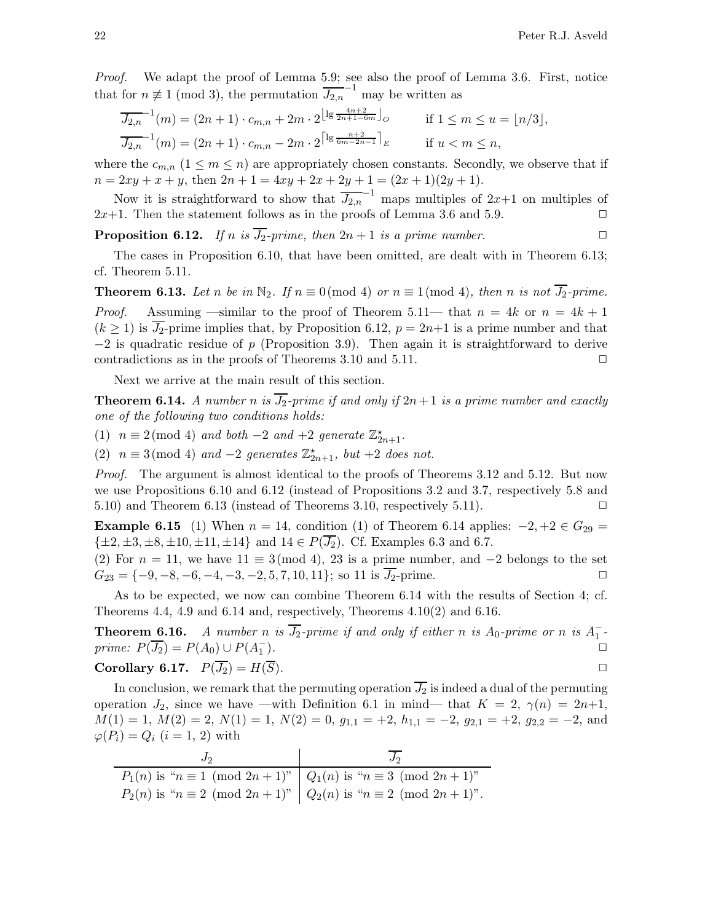*Proof.* We adapt the proof of Lemma 5.9; see also the proof of Lemma 3.6. First, notice that for $n \not\equiv 1 \pmod 3$, the permutation $\overline{J_{2,n}}^{-1}$ may be written as

$$\overline{J_{2,n}}^{-1}(m) = (2n+1)\cdot c_{m,n} + 2m \cdot 2^{\lfloor \lg \frac{4n+2}{2n+1-6m} \rfloor_O} \qquad \text{if } 1 \le m \le u = \lfloor n/3 \rfloor,$$

$$\overline{J_{2,n}}^{-1}(m) = (2n+1)\cdot c_{m,n} - 2m \cdot 2^{\lceil \lg \frac{n+2}{6m-2n-1} \rceil_E} \qquad \text{if } u < m \le n,$$

where the $c_{m,n}$ $(1 \le m \le n)$ are appropriately chosen constants. Secondly, we observe that if $n = 2xy + x + y$, then $2n+1 = 4xy + 2x + 2y + 1 = (2x+1)(2y+1)$.

Now it is straightforward to show that $\overline{J_{2,n}}^{-1}$ maps multiples of $2x+1$ on multiples of $2x+1$. Then the statement follows as in the proofs of Lemma 3.6 and 5.9. □

**Proposition 6.12.** *If $n$ is $\overline{J_2}$-prime, then $2n+1$ is a prime number.* □

The cases in Proposition 6.10, that have been omitted, are dealt with in Theorem 6.13; cf. Theorem 5.11.

**Theorem 6.13.** *Let $n$ be in $\mathbb{N}_2$. If $n \equiv 0 \pmod 4$ or $n \equiv 1 \pmod 4$, then $n$ is not $\overline{J_2}$-prime.*

*Proof.* Assuming —similar to the proof of Theorem 5.11— that $n = 4k$ or $n = 4k+1$ $(k \ge 1)$ is $\overline{J_2}$-prime implies that, by Proposition 6.12, $p = 2n+1$ is a prime number and that $-2$ is quadratic residue of $p$ (Proposition 3.9). Then again it is straightforward to derive contradictions as in the proofs of Theorems 3.10 and 5.11. □

Next we arrive at the main result of this section.

**Theorem 6.14.** *A number $n$ is $\overline{J_2}$-prime if and only if $2n+1$ is a prime number and exactly one of the following two conditions holds:*

(1) $n \equiv 2 \pmod 4$ *and both $-2$ and $+2$ generate $\mathbb{Z}^\star_{2n+1}$.*

(2) $n \equiv 3 \pmod 4$ *and $-2$ generates $\mathbb{Z}^\star_{2n+1}$, but $+2$ does not.*

*Proof.* The argument is almost identical to the proofs of Theorems 3.12 and 5.12. But now we use Propositions 6.10 and 6.12 (instead of Propositions 3.2 and 3.7, respectively 5.8 and 5.10) and Theorem 6.13 (instead of Theorems 3.10, respectively 5.11). □

**Example 6.15** (1) When $n = 14$, condition (1) of Theorem 6.14 applies: $-2, +2 \in G_{29} = \{\pm 2, \pm 3, \pm 8, \pm 10, \pm 11, \pm 14\}$ and $14 \in P(\overline{J_2})$. Cf. Examples 6.3 and 6.7.

(2) For $n = 11$, we have $11 \equiv 3 \pmod 4$, 23 is a prime number, and $-2$ belongs to the set $G_{23} = \{-9, -8, -6, -4, -3, -2, 5, 7, 10, 11\}$; so 11 is $\overline{J_2}$-prime. □

As to be expected, we now can combine Theorem 6.14 with the results of Section 4; cf. Theorems 4.4, 4.9 and 6.14 and, respectively, Theorems 4.10(2) and 6.16.

**Theorem 6.16.** *A number $n$ is $\overline{J_2}$-prime if and only if either $n$ is $A_0$-prime or $n$ is $A_1^-$-prime: $P(\overline{J_2}) = P(A_0) \cup P(A_1^-)$.* □

**Corollary 6.17.** $P(\overline{J_2}) = H(\overline{S})$. □

In conclusion, we remark that the permuting operation $\overline{J_2}$ is indeed a dual of the permuting operation $J_2$, since we have —with Definition 6.1 in mind— that $K = 2$, $\gamma(n) = 2n+1$, $M(1) = 1$, $M(2) = 2$, $N(1) = 1$, $N(2) = 0$, $g_{1,1} = +2$, $h_{1,1} = -2$, $g_{2,1} = +2$, $g_{2,2} = -2$, and $\varphi(P_i) = Q_i$ $(i = 1, 2)$ with

| $J_2$ | $\overline{J_2}$ |
|---|---|
| $P_1(n)$ is "$n \equiv 1 \pmod{2n+1}$" | $Q_1(n)$ is "$n \equiv 3 \pmod{2n+1}$" |
| $P_2(n)$ is "$n \equiv 2 \pmod{2n+1}$" | $Q_2(n)$ is "$n \equiv 2 \pmod{2n+1}$". |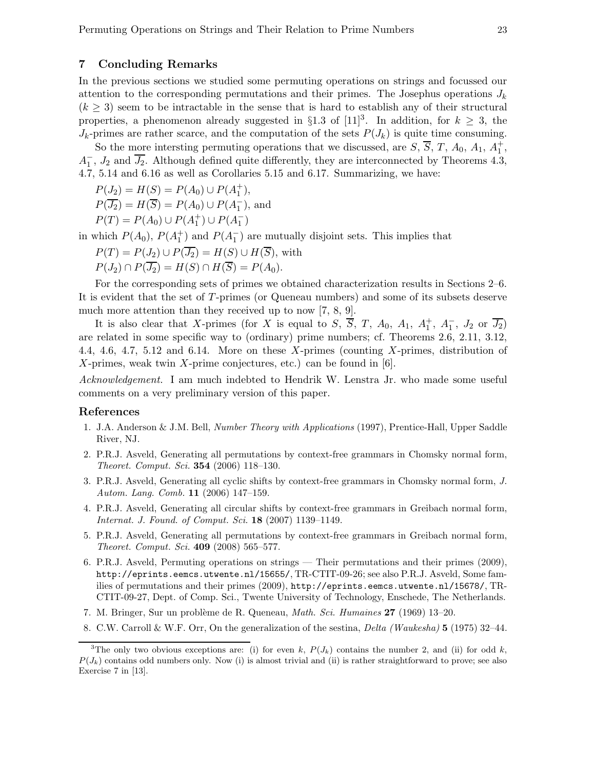## 7 Concluding Remarks

In the previous sections we studied some permuting operations on strings and focussed our attention to the corresponding permutations and their primes. The Josephus operations $J_k$ ($k \geq 3$) seem to be intractable in the sense that is hard to establish any of their structural properties, a phenomenon already suggested in §1.3 of [11][3]. In addition, for $k \geq 3$, the $J_k$-primes are rather scarce, and the computation of the sets $P(J_k)$ is quite time consuming.

So the more intersting permuting operations that we discussed, are $S$, $\overline{S}$, $T$, $A_0$, $A_1$, $A_1^+$, $A_1^-$, $J_2$ and $\overline{J_2}$. Although defined quite differently, they are interconnected by Theorems 4.3, 4.7, 5.14 and 6.16 as well as Corollaries 5.15 and 6.17. Summarizing, we have:

$P(J_2) = H(S) = P(A_0) \cup P(A_1^+)$,
$P(\overline{J_2}) = H(\overline{S}) = P(A_0) \cup P(A_1^-)$, and
$P(T) = P(A_0) \cup P(A_1^+) \cup P(A_1^-)$

in which $P(A_0)$, $P(A_1^+)$ and $P(A_1^-)$ are mutually disjoint sets. This implies that

$P(T) = P(J_2) \cup P(\overline{J_2}) = H(S) \cup H(\overline{S})$, with
$P(J_2) \cap P(\overline{J_2}) = H(S) \cap H(\overline{S}) = P(A_0)$.

For the corresponding sets of primes we obtained characterization results in Sections 2–6. It is evident that the set of $T$-primes (or Queneau numbers) and some of its subsets deserve much more attention than they received up to now [7, 8, 9].

It is also clear that $X$-primes (for $X$ is equal to $S$, $\overline{S}$, $T$, $A_0$, $A_1$, $A_1^+$, $A_1^-$, $J_2$ or $\overline{J_2}$) are related in some specific way to (ordinary) prime numbers; cf. Theorems 2.6, 2.11, 3.12, 4.4, 4.6, 4.7, 5.12 and 6.14. More on these $X$-primes (counting $X$-primes, distribution of $X$-primes, weak twin $X$-prime conjectures, etc.) can be found in [6].

*Acknowledgement.* I am much indebted to Hendrik W. Lenstra Jr. who made some useful comments on a very preliminary version of this paper.

## References

1. J.A. Anderson & J.M. Bell, *Number Theory with Applications* (1997), Prentice-Hall, Upper Saddle River, NJ.
2. P.R.J. Asveld, Generating all permutations by context-free grammars in Chomsky normal form, *Theoret. Comput. Sci.* **354** (2006) 118–130.
3. P.R.J. Asveld, Generating all cyclic shifts by context-free grammars in Chomsky normal form, *J. Autom. Lang. Comb.* **11** (2006) 147–159.
4. P.R.J. Asveld, Generating all circular shifts by context-free grammars in Greibach normal form, *Internat. J. Found. of Comput. Sci*. **18** (2007) 1139–1149.
5. P.R.J. Asveld, Generating all permutations by context-free grammars in Greibach normal form, *Theoret. Comput. Sci.* **409** (2008) 565–577.
6. P.R.J. Asveld, Permuting operations on strings — Their permutations and their primes (2009), `http://eprints.eemcs.utwente.nl/15655/`, TR-CTIT-09-26; see also P.R.J. Asveld, Some families of permutations and their primes (2009), `http://eprints.eemcs.utwente.nl/15678/`, TR-CTIT-09-27, Dept. of Comp. Sci., Twente University of Technology, Enschede, The Netherlands.
7. M. Bringer, Sur un problème de R. Queneau, *Math. Sci. Humaines* **27** (1969) 13–20.
8. C.W. Carroll & W.F. Orr, On the generalization of the sestina, *Delta (Waukesha)* **5** (1975) 32–44.

[3] The only two obvious exceptions are: (i) for even $k$, $P(J_k)$ contains the number 2, and (ii) for odd $k$, $P(J_k)$ contains odd numbers only. Now (i) is almost trivial and (ii) is rather straightforward to prove; see also Exercise 7 in [13].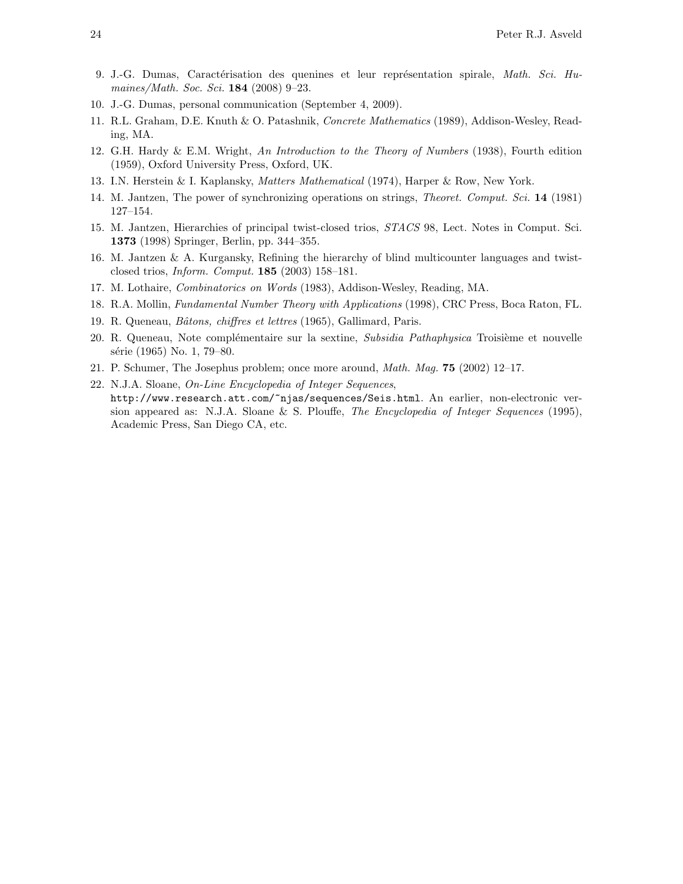9. J.-G. Dumas, Caractérisation des quenines et leur représentation spirale, *Math. Sci. Humaines/Math. Soc. Sci.* **184** (2008) 9–23.
10. J.-G. Dumas, personal communication (September 4, 2009).
11. R.L. Graham, D.E. Knuth & O. Patashnik, *Concrete Mathematics* (1989), Addison-Wesley, Reading, MA.
12. G.H. Hardy & E.M. Wright, *An Introduction to the Theory of Numbers* (1938), Fourth edition (1959), Oxford University Press, Oxford, UK.
13. I.N. Herstein & I. Kaplansky, *Matters Mathematical* (1974), Harper & Row, New York.
14. M. Jantzen, The power of synchronizing operations on strings, *Theoret. Comput. Sci.* **14** (1981) 127–154.
15. M. Jantzen, Hierarchies of principal twist-closed trios, *STACS* 98, Lect. Notes in Comput. Sci. **1373** (1998) Springer, Berlin, pp. 344–355.
16. M. Jantzen & A. Kurgansky, Refining the hierarchy of blind multicounter languages and twist-closed trios, *Inform. Comput.* **185** (2003) 158–181.
17. M. Lothaire, *Combinatorics on Words* (1983), Addison-Wesley, Reading, MA.
18. R.A. Mollin, *Fundamental Number Theory with Applications* (1998), CRC Press, Boca Raton, FL.
19. R. Queneau, *Bâtons, chiffres et lettres* (1965), Gallimard, Paris.
20. R. Queneau, Note complémentaire sur la sextine, *Subsidia Pathaphysica* Troisième et nouvelle série (1965) No. 1, 79–80.
21. P. Schumer, The Josephus problem; once more around, *Math. Mag.* **75** (2002) 12–17.
22. N.J.A. Sloane, *On-Line Encyclopedia of Integer Sequences*, `http://www.research.att.com/~njas/sequences/Seis.html`. An earlier, non-electronic version appeared as: N.J.A. Sloane & S. Plouffe, *The Encyclopedia of Integer Sequences* (1995), Academic Press, San Diego CA, etc.